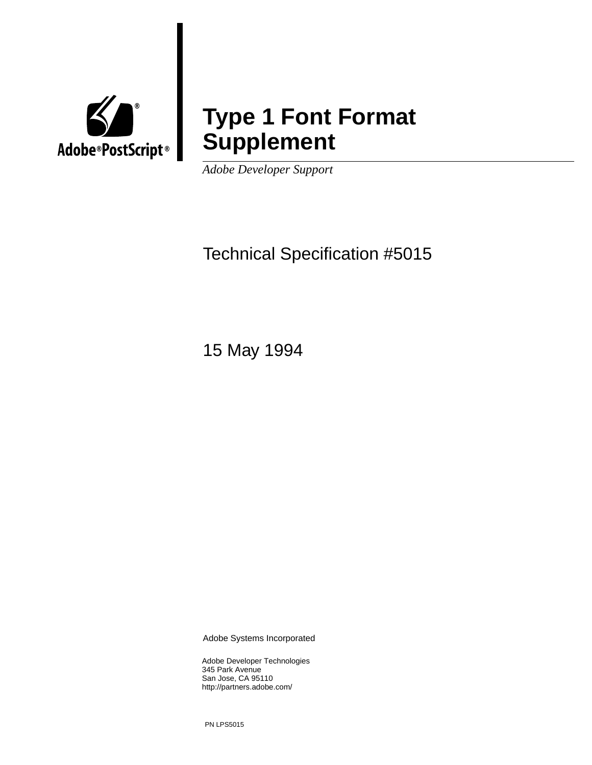Adobe® PostScript®

# Type 1 Font Format Supplement

*Adobe Developer Support*

Technical Specification #5015

15 May 1994

Adobe Systems Incorporated

Adobe Developer Technologies
345 Park Avenue
San Jose, CA 95110
http://partners.adobe.com/

PN LPS5015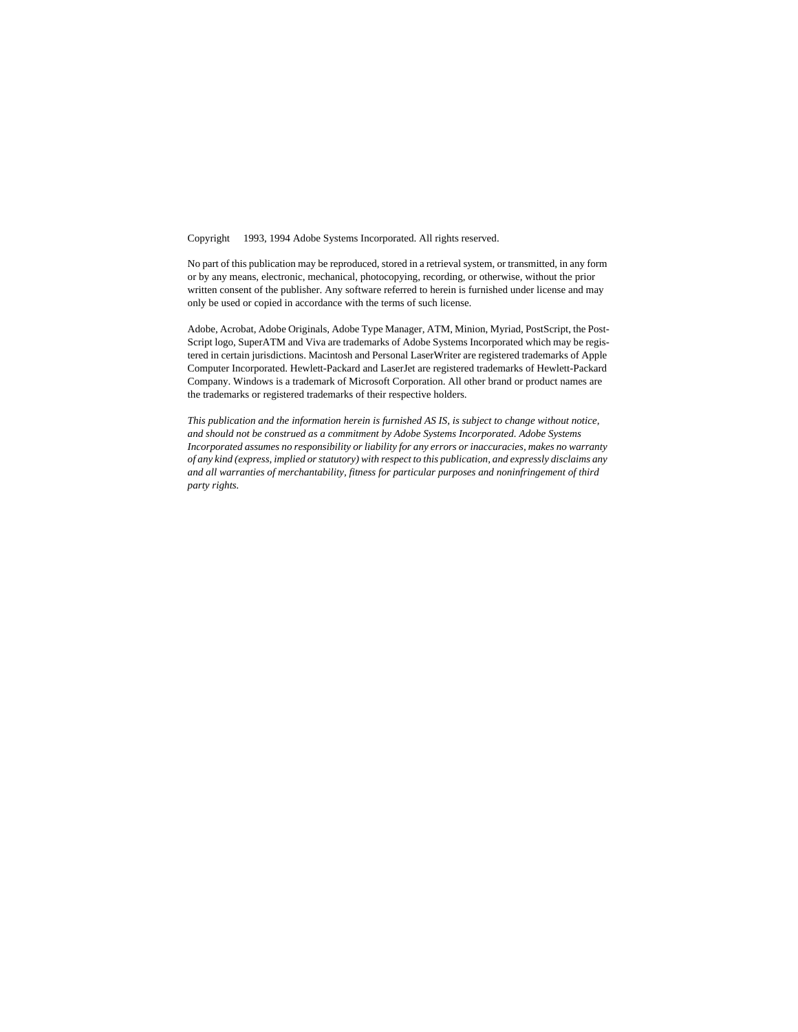Copyright 1993, 1994 Adobe Systems Incorporated. All rights reserved.

No part of this publication may be reproduced, stored in a retrieval system, or transmitted, in any form or by any means, electronic, mechanical, photocopying, recording, or otherwise, without the prior written consent of the publisher. Any software referred to herein is furnished under license and may only be used or copied in accordance with the terms of such license.

Adobe, Acrobat, Adobe Originals, Adobe Type Manager, ATM, Minion, Myriad, PostScript, the PostScript logo, SuperATM and Viva are trademarks of Adobe Systems Incorporated which may be registered in certain jurisdictions. Macintosh and Personal LaserWriter are registered trademarks of Apple Computer Incorporated. Hewlett-Packard and LaserJet are registered trademarks of Hewlett-Packard Company. Windows is a trademark of Microsoft Corporation. All other brand or product names are the trademarks or registered trademarks of their respective holders.

*This publication and the information herein is furnished AS IS, is subject to change without notice, and should not be construed as a commitment by Adobe Systems Incorporated. Adobe Systems Incorporated assumes no responsibility or liability for any errors or inaccuracies, makes no warranty of any kind (express, implied or statutory) with respect to this publication, and expressly disclaims any and all warranties of merchantability, fitness for particular purposes and noninfringement of third party rights.*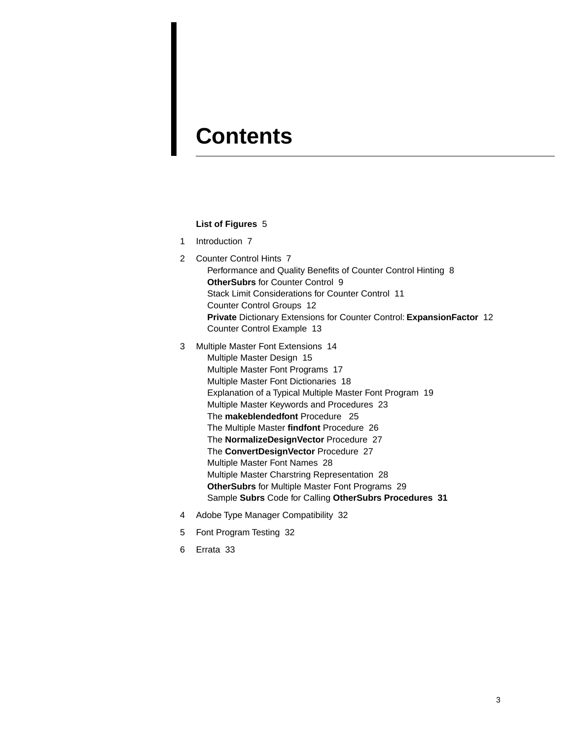# Contents

**List of Figures** 5

1 Introduction 7

2 Counter Control Hints 7
- Performance and Quality Benefits of Counter Control Hinting 8
- **OtherSubrs** for Counter Control 9
- Stack Limit Considerations for Counter Control 11
- Counter Control Groups 12
- **Private** Dictionary Extensions for Counter Control: **ExpansionFactor** 12
- Counter Control Example 13

3 Multiple Master Font Extensions 14
- Multiple Master Design 15
- Multiple Master Font Programs 17
- Multiple Master Font Dictionaries 18
- Explanation of a Typical Multiple Master Font Program 19
- Multiple Master Keywords and Procedures 23
- The **makeblendedfont** Procedure 25
- The Multiple Master **findfont** Procedure 26
- The **NormalizeDesignVector** Procedure 27
- The **ConvertDesignVector** Procedure 27
- Multiple Master Font Names 28
- Multiple Master Charstring Representation 28
- **OtherSubrs** for Multiple Master Font Programs 29
- Sample **Subrs** Code for Calling **OtherSubrs Procedures 31**

4 Adobe Type Manager Compatibility 32

5 Font Program Testing 32

6 Errata 33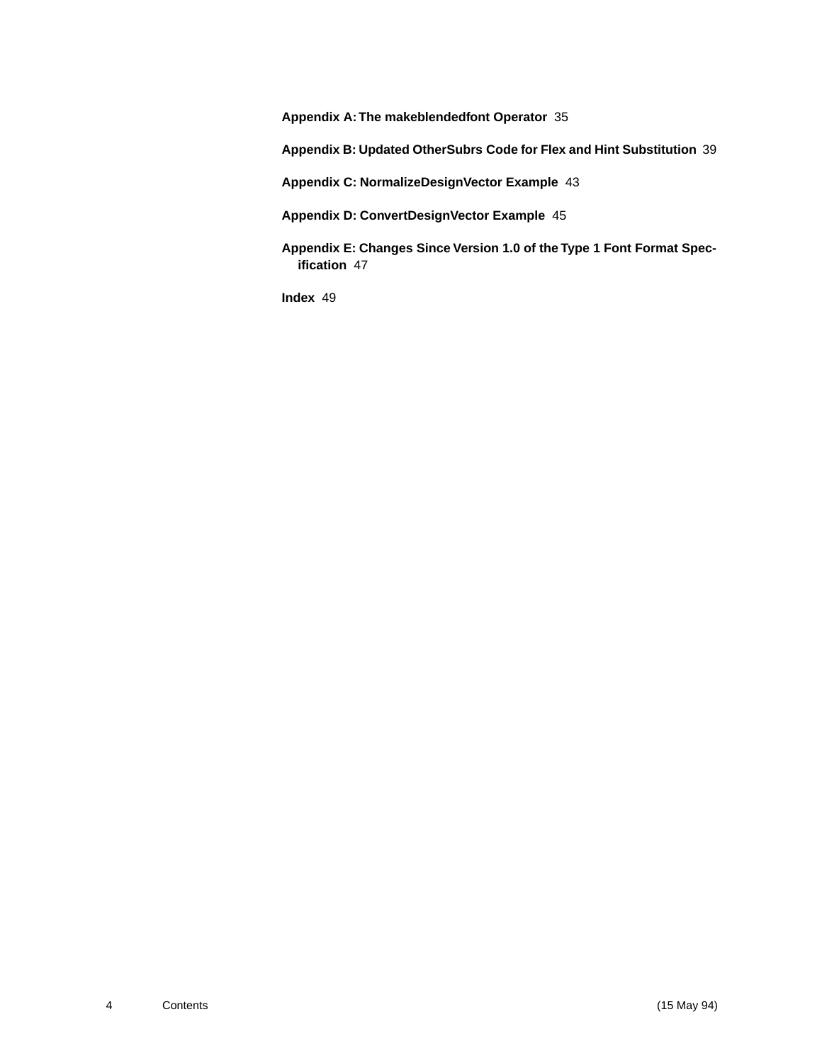**Appendix A: The makeblendedfont Operator** 35

**Appendix B: Updated OtherSubrs Code for Flex and Hint Substitution** 39

**Appendix C: NormalizeDesignVector Example** 43

**Appendix D: ConvertDesignVector Example** 45

**Appendix E: Changes Since Version 1.0 of the Type 1 Font Format Specification** 47

**Index** 49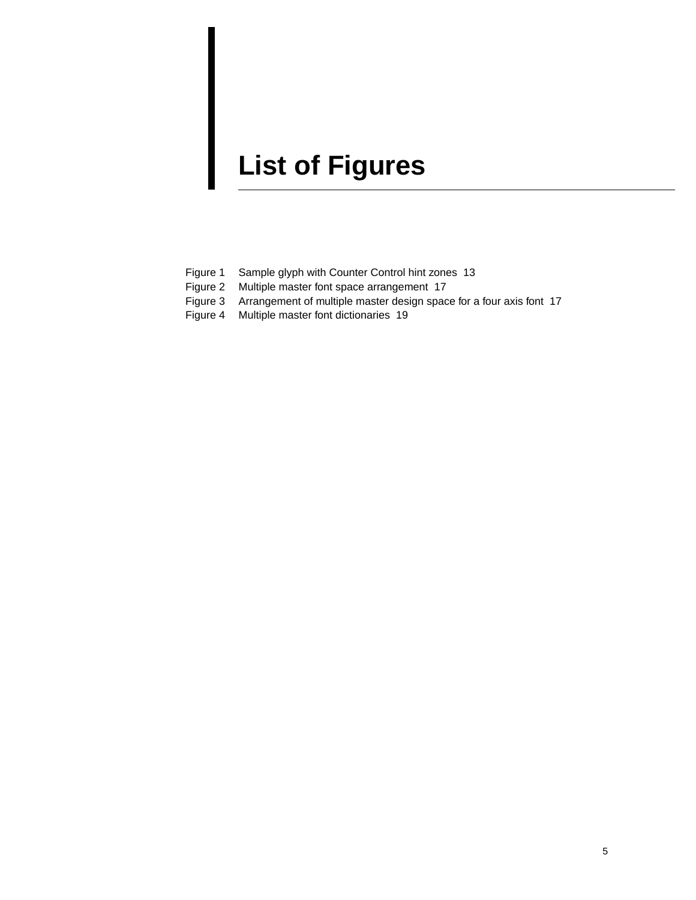# List of Figures

Figure 1 Sample glyph with Counter Control hint zones 13
Figure 2 Multiple master font space arrangement 17
Figure 3 Arrangement of multiple master design space for a four axis font 17
Figure 4 Multiple master font dictionaries 19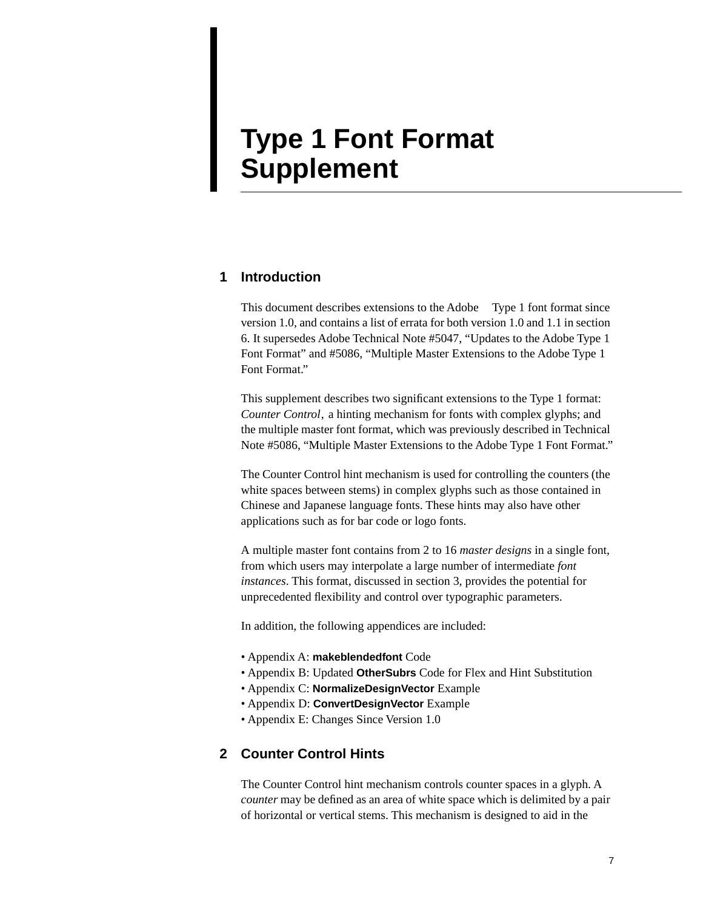# Type 1 Font Format Supplement

## 1 Introduction

This document describes extensions to the Adobe Type 1 font format since version 1.0, and contains a list of errata for both version 1.0 and 1.1 in section 6. It supersedes Adobe Technical Note #5047, "Updates to the Adobe Type 1 Font Format" and #5086, "Multiple Master Extensions to the Adobe Type 1 Font Format."

This supplement describes two significant extensions to the Type 1 format: *Counter Control*, a hinting mechanism for fonts with complex glyphs; and the multiple master font format, which was previously described in Technical Note #5086, "Multiple Master Extensions to the Adobe Type 1 Font Format."

The Counter Control hint mechanism is used for controlling the counters (the white spaces between stems) in complex glyphs such as those contained in Chinese and Japanese language fonts. These hints may also have other applications such as for bar code or logo fonts.

A multiple master font contains from 2 to 16 *master designs* in a single font, from which users may interpolate a large number of intermediate *font instances*. This format, discussed in section 3, provides the potential for unprecedented flexibility and control over typographic parameters.

In addition, the following appendices are included:

- Appendix A: **makeblendedfont** Code
- Appendix B: Updated **OtherSubrs** Code for Flex and Hint Substitution
- Appendix C: **NormalizeDesignVector** Example
- Appendix D: **ConvertDesignVector** Example
- Appendix E: Changes Since Version 1.0

## 2 Counter Control Hints

The Counter Control hint mechanism controls counter spaces in a glyph. A *counter* may be defined as an area of white space which is delimited by a pair of horizontal or vertical stems. This mechanism is designed to aid in the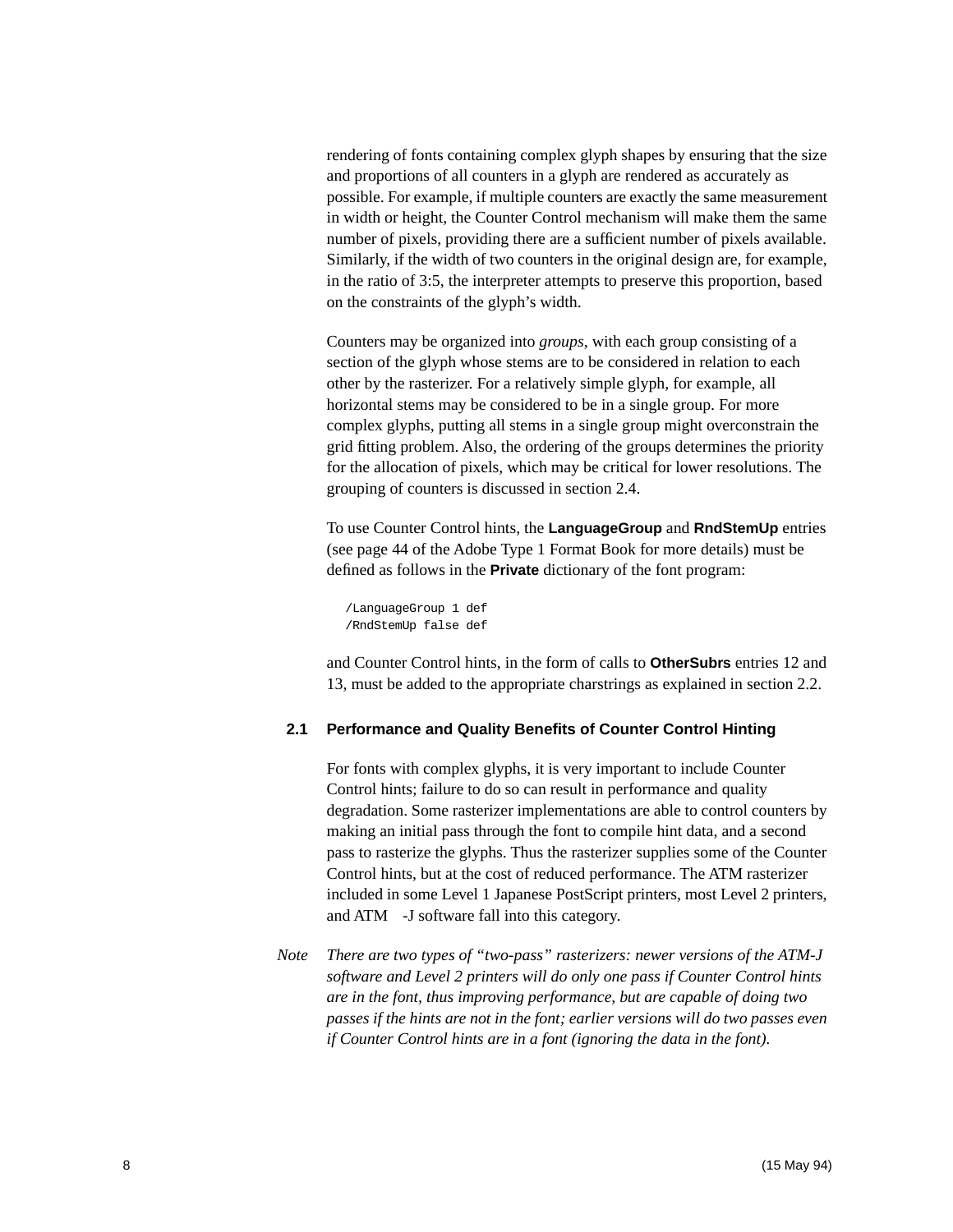rendering of fonts containing complex glyph shapes by ensuring that the size and proportions of all counters in a glyph are rendered as accurately as possible. For example, if multiple counters are exactly the same measurement in width or height, the Counter Control mechanism will make them the same number of pixels, providing there are a sufficient number of pixels available. Similarly, if the width of two counters in the original design are, for example, in the ratio of 3:5, the interpreter attempts to preserve this proportion, based on the constraints of the glyph's width.

Counters may be organized into *groups*, with each group consisting of a section of the glyph whose stems are to be considered in relation to each other by the rasterizer. For a relatively simple glyph, for example, all horizontal stems may be considered to be in a single group. For more complex glyphs, putting all stems in a single group might overconstrain the grid fitting problem. Also, the ordering of the groups determines the priority for the allocation of pixels, which may be critical for lower resolutions. The grouping of counters is discussed in section 2.4.

To use Counter Control hints, the **LanguageGroup** and **RndStemUp** entries (see page 44 of the Adobe Type 1 Format Book for more details) must be defined as follows in the **Private** dictionary of the font program:

```
/LanguageGroup 1 def
/RndStemUp false def
```

and Counter Control hints, in the form of calls to **OtherSubrs** entries 12 and 13, must be added to the appropriate charstrings as explained in section 2.2.

## 2.1 Performance and Quality Benefits of Counter Control Hinting

For fonts with complex glyphs, it is very important to include Counter Control hints; failure to do so can result in performance and quality degradation. Some rasterizer implementations are able to control counters by making an initial pass through the font to compile hint data, and a second pass to rasterize the glyphs. Thus the rasterizer supplies some of the Counter Control hints, but at the cost of reduced performance. The ATM rasterizer included in some Level 1 Japanese PostScript printers, most Level 2 printers, and ATM -J software fall into this category.

*Note* *There are two types of "two-pass" rasterizers: newer versions of the ATM-J software and Level 2 printers will do only one pass if Counter Control hints are in the font, thus improving performance, but are capable of doing two passes if the hints are not in the font; earlier versions will do two passes even if Counter Control hints are in a font (ignoring the data in the font).*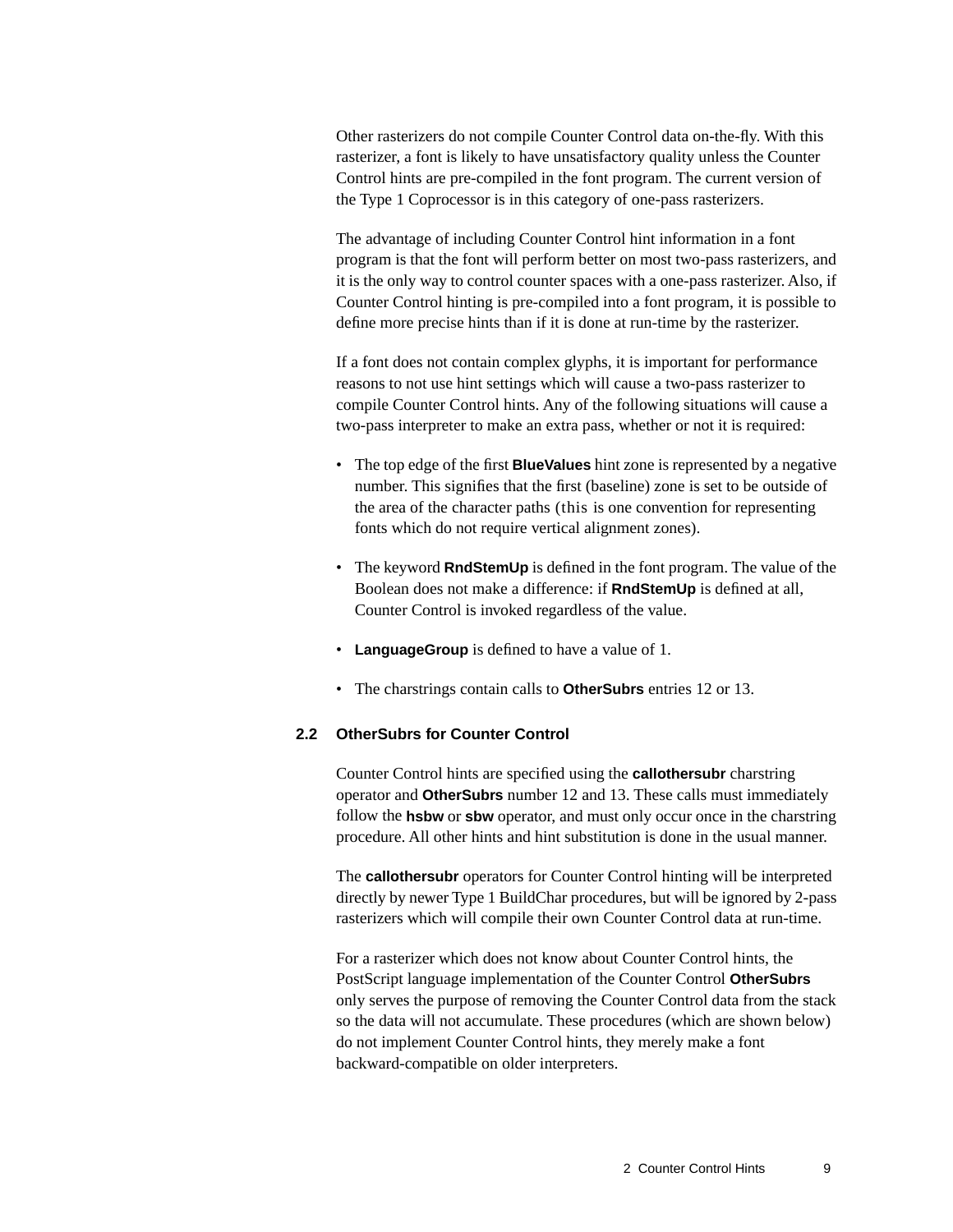Other rasterizers do not compile Counter Control data on-the-fly. With this rasterizer, a font is likely to have unsatisfactory quality unless the Counter Control hints are pre-compiled in the font program. The current version of the Type 1 Coprocessor is in this category of one-pass rasterizers.

The advantage of including Counter Control hint information in a font program is that the font will perform better on most two-pass rasterizers, and it is the only way to control counter spaces with a one-pass rasterizer. Also, if Counter Control hinting is pre-compiled into a font program, it is possible to define more precise hints than if it is done at run-time by the rasterizer.

If a font does not contain complex glyphs, it is important for performance reasons to not use hint settings which will cause a two-pass rasterizer to compile Counter Control hints. Any of the following situations will cause a two-pass interpreter to make an extra pass, whether or not it is required:

- The top edge of the first **BlueValues** hint zone is represented by a negative number. This signifies that the first (baseline) zone is set to be outside of the area of the character paths (this is one convention for representing fonts which do not require vertical alignment zones).
- The keyword **RndStemUp** is defined in the font program. The value of the Boolean does not make a difference: if **RndStemUp** is defined at all, Counter Control is invoked regardless of the value.
- **LanguageGroup** is defined to have a value of 1.
- The charstrings contain calls to **OtherSubrs** entries 12 or 13.

## 2.2 OtherSubrs for Counter Control

Counter Control hints are specified using the **callothersubr** charstring operator and **OtherSubrs** number 12 and 13. These calls must immediately follow the **hsbw** or **sbw** operator, and must only occur once in the charstring procedure. All other hints and hint substitution is done in the usual manner.

The **callothersubr** operators for Counter Control hinting will be interpreted directly by newer Type 1 BuildChar procedures, but will be ignored by 2-pass rasterizers which will compile their own Counter Control data at run-time.

For a rasterizer which does not know about Counter Control hints, the PostScript language implementation of the Counter Control **OtherSubrs** only serves the purpose of removing the Counter Control data from the stack so the data will not accumulate. These procedures (which are shown below) do not implement Counter Control hints, they merely make a font backward-compatible on older interpreters.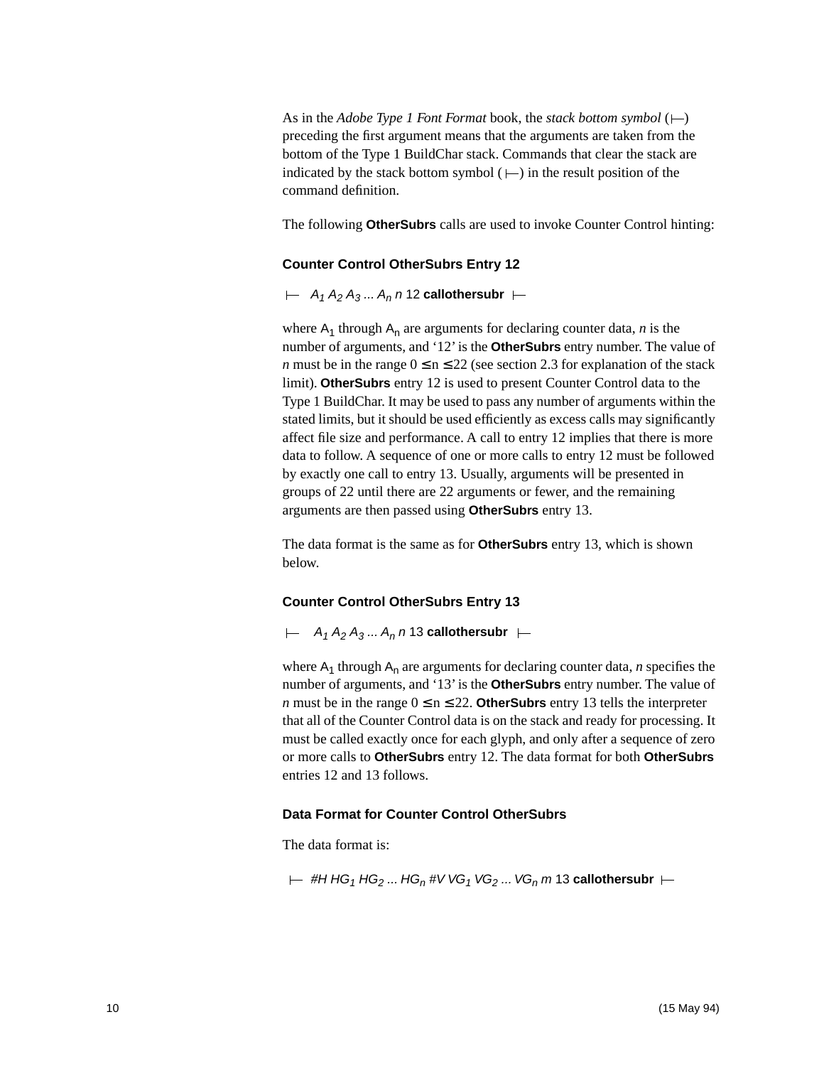As in the *Adobe Type 1 Font Format* book, the *stack bottom symbol* (⊢) preceding the first argument means that the arguments are taken from the bottom of the Type 1 BuildChar stack. Commands that clear the stack are indicated by the stack bottom symbol (⊢) in the result position of the command definition.

The following **OtherSubrs** calls are used to invoke Counter Control hinting:

### Counter Control OtherSubrs Entry 12

⊢ $A_1$ $A_2$ $A_3$ ... $A_n$ *n* 12 **callothersubr** ⊢

where $A_1$ through $A_n$ are arguments for declaring counter data, *n* is the number of arguments, and '12' is the **OtherSubrs** entry number. The value of *n* must be in the range $0 \leq n \leq 22$ (see section 2.3 for explanation of the stack limit). **OtherSubrs** entry 12 is used to present Counter Control data to the Type 1 BuildChar. It may be used to pass any number of arguments within the stated limits, but it should be used efficiently as excess calls may significantly affect file size and performance. A call to entry 12 implies that there is more data to follow. A sequence of one or more calls to entry 12 must be followed by exactly one call to entry 13. Usually, arguments will be presented in groups of 22 until there are 22 arguments or fewer, and the remaining arguments are then passed using **OtherSubrs** entry 13.

The data format is the same as for **OtherSubrs** entry 13, which is shown below.

### Counter Control OtherSubrs Entry 13

⊢ $A_1$ $A_2$ $A_3$ ... $A_n$ *n* 13 **callothersubr** ⊢

where $A_1$ through $A_n$ are arguments for declaring counter data, *n* specifies the number of arguments, and '13' is the **OtherSubrs** entry number. The value of *n* must be in the range $0 \leq n \leq 22$. **OtherSubrs** entry 13 tells the interpreter that all of the Counter Control data is on the stack and ready for processing. It must be called exactly once for each glyph, and only after a sequence of zero or more calls to **OtherSubrs** entry 12. The data format for both **OtherSubrs** entries 12 and 13 follows.

### Data Format for Counter Control OtherSubrs

The data format is:

⊢ *#H* $HG_1$ $HG_2$ ... $HG_n$ *#V* $VG_1$ $VG_2$ ... $VG_n$ *m* 13 **callothersubr** ⊢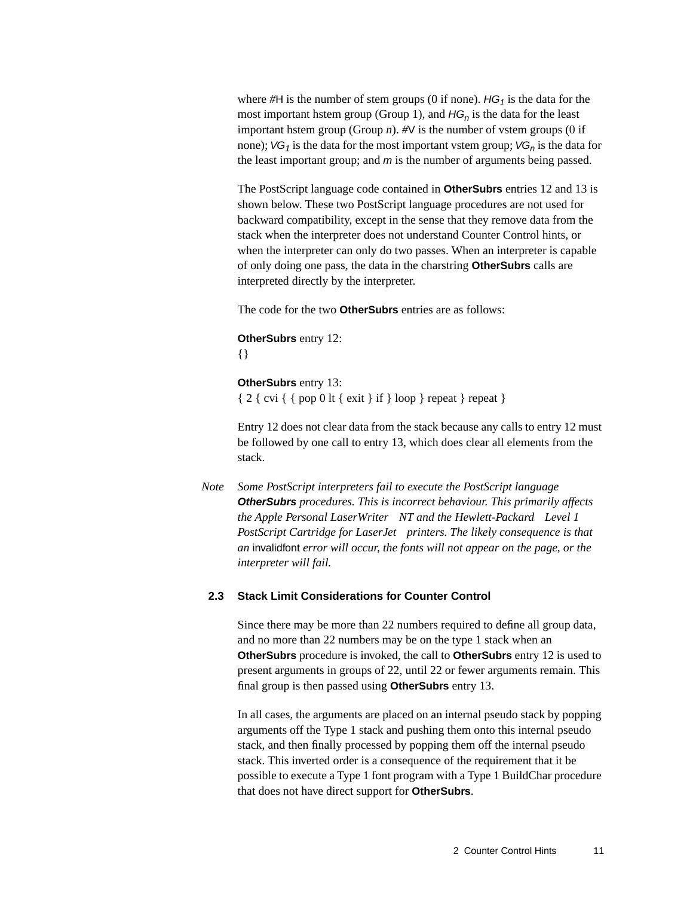where #H is the number of stem groups (0 if none). $HG_1$ is the data for the most important hstem group (Group 1), and $HG_n$ is the data for the least important hstem group (Group *n*). #V is the number of vstem groups (0 if none); $VG_1$ is the data for the most important vstem group; $VG_n$ is the data for the least important group; and *m* is the number of arguments being passed.

The PostScript language code contained in **OtherSubrs** entries 12 and 13 is shown below. These two PostScript language procedures are not used for backward compatibility, except in the sense that they remove data from the stack when the interpreter does not understand Counter Control hints, or when the interpreter can only do two passes. When an interpreter is capable of only doing one pass, the data in the charstring **OtherSubrs** calls are interpreted directly by the interpreter.

The code for the two **OtherSubrs** entries are as follows:

**OtherSubrs** entry 12:

```
{}
```

**OtherSubrs** entry 13:

```
{ 2 { cvi { { pop 0 lt { exit } if } loop } repeat } repeat }
```

Entry 12 does not clear data from the stack because any calls to entry 12 must be followed by one call to entry 13, which does clear all elements from the stack.

*Note* *Some PostScript interpreters fail to execute the PostScript language **OtherSubrs** procedures. This is incorrect behaviour. This primarily affects the Apple Personal LaserWriter NT and the Hewlett-Packard Level 1 PostScript Cartridge for LaserJet printers. The likely consequence is that an* invalidfont *error will occur, the fonts will not appear on the page, or the interpreter will fail.*

## 2.3 Stack Limit Considerations for Counter Control

Since there may be more than 22 numbers required to define all group data, and no more than 22 numbers may be on the type 1 stack when an **OtherSubrs** procedure is invoked, the call to **OtherSubrs** entry 12 is used to present arguments in groups of 22, until 22 or fewer arguments remain. This final group is then passed using **OtherSubrs** entry 13.

In all cases, the arguments are placed on an internal pseudo stack by popping arguments off the Type 1 stack and pushing them onto this internal pseudo stack, and then finally processed by popping them off the internal pseudo stack. This inverted order is a consequence of the requirement that it be possible to execute a Type 1 font program with a Type 1 BuildChar procedure that does not have direct support for **OtherSubrs**.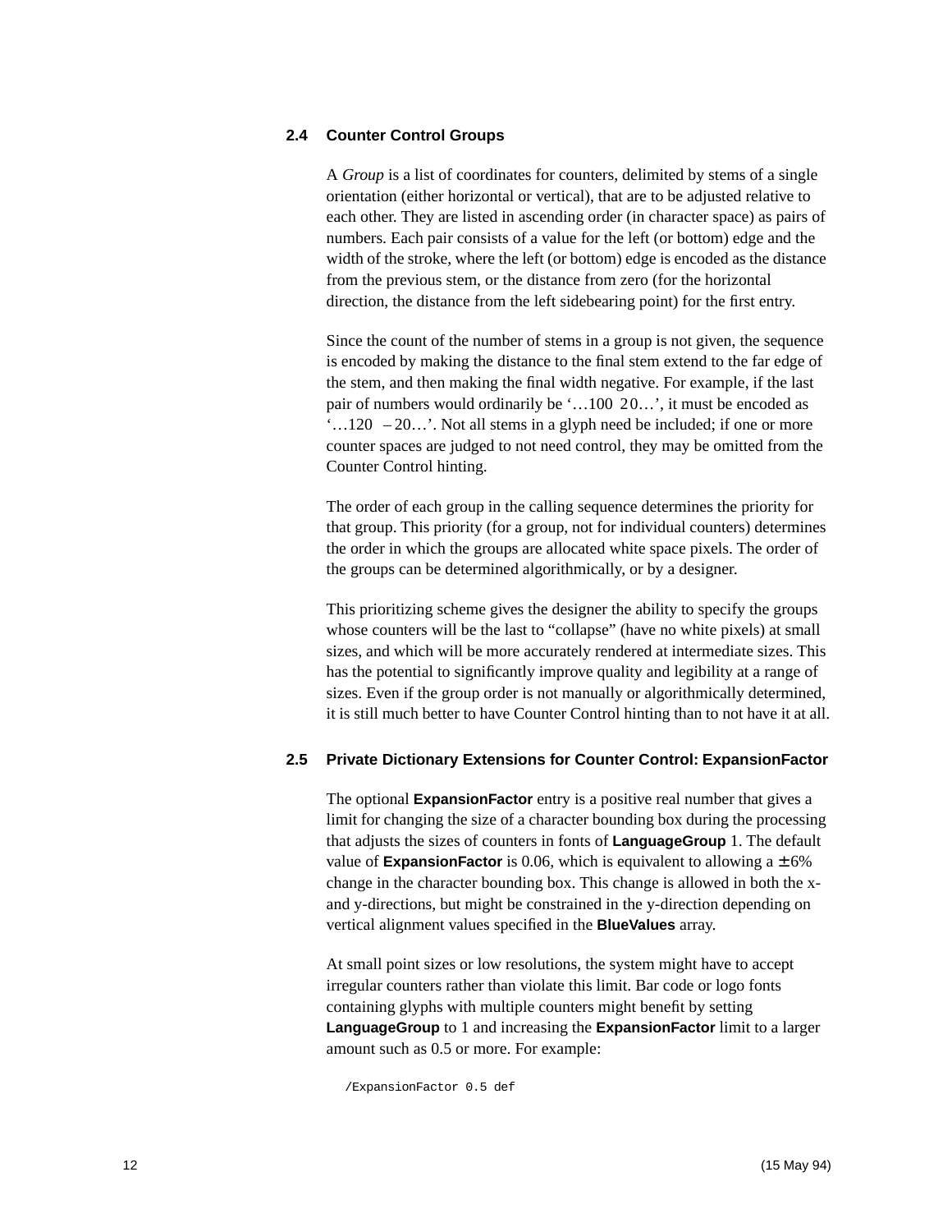## 2.4 Counter Control Groups

A *Group* is a list of coordinates for counters, delimited by stems of a single orientation (either horizontal or vertical), that are to be adjusted relative to each other. They are listed in ascending order (in character space) as pairs of numbers. Each pair consists of a value for the left (or bottom) edge and the width of the stroke, where the left (or bottom) edge is encoded as the distance from the previous stem, or the distance from zero (for the horizontal direction, the distance from the left sidebearing point) for the first entry.

Since the count of the number of stems in a group is not given, the sequence is encoded by making the distance to the final stem extend to the far edge of the stem, and then making the final width negative. For example, if the last pair of numbers would ordinarily be '…100 20…', it must be encoded as '…120 –20…'. Not all stems in a glyph need be included; if one or more counter spaces are judged to not need control, they may be omitted from the Counter Control hinting.

The order of each group in the calling sequence determines the priority for that group. This priority (for a group, not for individual counters) determines the order in which the groups are allocated white space pixels. The order of the groups can be determined algorithmically, or by a designer.

This prioritizing scheme gives the designer the ability to specify the groups whose counters will be the last to "collapse" (have no white pixels) at small sizes, and which will be more accurately rendered at intermediate sizes. This has the potential to significantly improve quality and legibility at a range of sizes. Even if the group order is not manually or algorithmically determined, it is still much better to have Counter Control hinting than to not have it at all.

## 2.5 Private Dictionary Extensions for Counter Control: ExpansionFactor

The optional **ExpansionFactor** entry is a positive real number that gives a limit for changing the size of a character bounding box during the processing that adjusts the sizes of counters in fonts of **LanguageGroup** 1. The default value of **ExpansionFactor** is 0.06, which is equivalent to allowing a ± 6% change in the character bounding box. This change is allowed in both the x- and y-directions, but might be constrained in the y-direction depending on vertical alignment values specified in the **BlueValues** array.

At small point sizes or low resolutions, the system might have to accept irregular counters rather than violate this limit. Bar code or logo fonts containing glyphs with multiple counters might benefit by setting **LanguageGroup** to 1 and increasing the **ExpansionFactor** limit to a larger amount such as 0.5 or more. For example:

```
/ExpansionFactor 0.5 def
```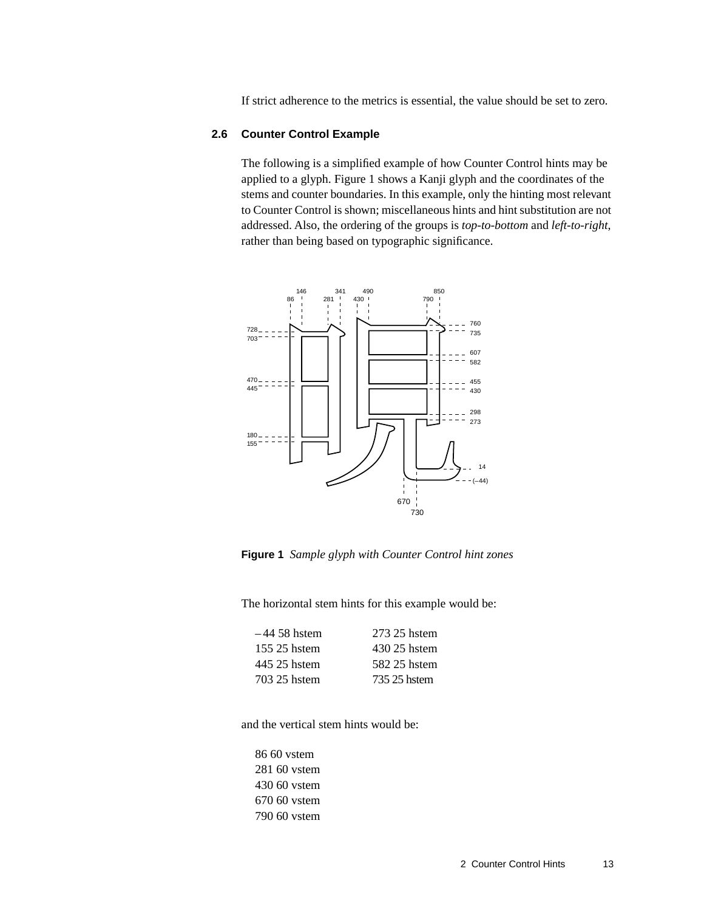If strict adherence to the metrics is essential, the value should be set to zero.

## 2.6 Counter Control Example

The following is a simplified example of how Counter Control hints may be applied to a glyph. Figure 1 shows a Kanji glyph and the coordinates of the stems and counter boundaries. In this example, only the hinting most relevant to Counter Control is shown; miscellaneous hints and hint substitution are not addressed. Also, the ordering of the groups is *top-to-bottom* and *left-to-right*, rather than being based on typographic significance.

**Figure 1** *Sample glyph with Counter Control hint zones*

The horizontal stem hints for this example would be:

| | |
|---|---|
| –44 58 hstem | 273 25 hstem |
| 155 25 hstem | 430 25 hstem |
| 445 25 hstem | 582 25 hstem |
| 703 25 hstem | 735 25 hstem |

and the vertical stem hints would be:

86 60 vstem
281 60 vstem
430 60 vstem
670 60 vstem
790 60 vstem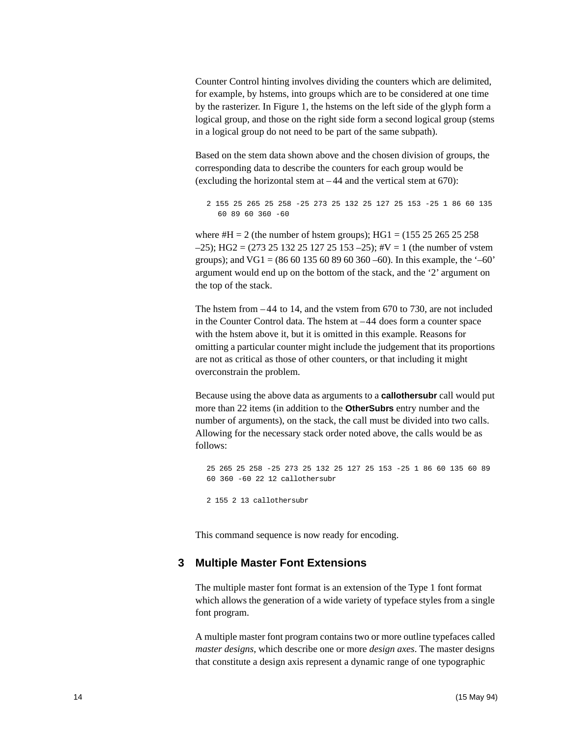Counter Control hinting involves dividing the counters which are delimited, for example, by hstems, into groups which are to be considered at one time by the rasterizer. In Figure 1, the hstems on the left side of the glyph form a logical group, and those on the right side form a second logical group (stems in a logical group do not need to be part of the same subpath).

Based on the stem data shown above and the chosen division of groups, the corresponding data to describe the counters for each group would be (excluding the horizontal stem at –44 and the vertical stem at 670):

```
2 155 25 265 25 258 -25 273 25 132 25 127 25 153 -25 1 86 60 135
   60 89 60 360 -60
```

where #H = 2 (the number of hstem groups); HG1 = (155 25 265 25 258 –25); HG2 = (273 25 132 25 127 25 153 –25); #V = 1 (the number of vstem groups); and VG1 = (86 60 135 60 89 60 360 –60). In this example, the '–60' argument would end up on the bottom of the stack, and the '2' argument on the top of the stack.

The hstem from –44 to 14, and the vstem from 670 to 730, are not included in the Counter Control data. The hstem at –44 does form a counter space with the hstem above it, but it is omitted in this example. Reasons for omitting a particular counter might include the judgement that its proportions are not as critical as those of other counters, or that including it might overconstrain the problem.

Because using the above data as arguments to a **callothersubr** call would put more than 22 items (in addition to the **OtherSubrs** entry number and the number of arguments), on the stack, the call must be divided into two calls. Allowing for the necessary stack order noted above, the calls would be as follows:

```
25 265 25 258 -25 273 25 132 25 127 25 153 -25 1 86 60 135 60 89
60 360 -60 22 12 callothersubr

2 155 2 13 callothersubr
```

This command sequence is now ready for encoding.

## 3 Multiple Master Font Extensions

The multiple master font format is an extension of the Type 1 font format which allows the generation of a wide variety of typeface styles from a single font program.

A multiple master font program contains two or more outline typefaces called *master designs*, which describe one or more *design axes*. The master designs that constitute a design axis represent a dynamic range of one typographic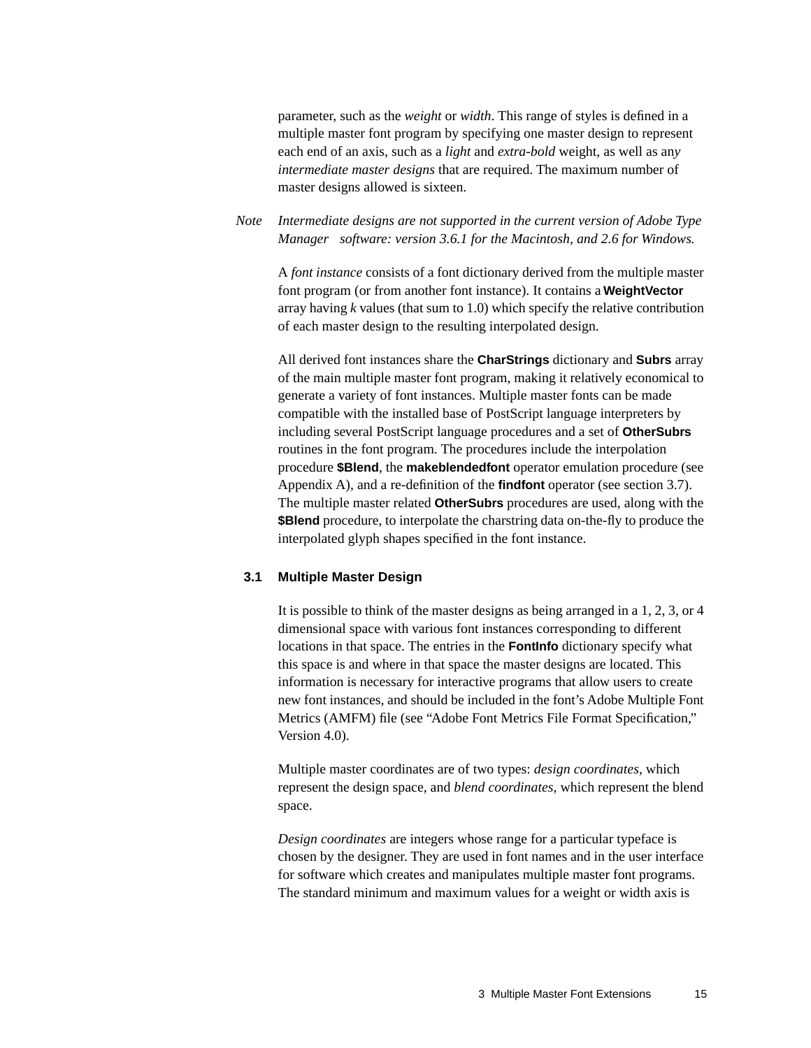parameter, such as the *weight* or *width*. This range of styles is defined in a multiple master font program by specifying one master design to represent each end of an axis, such as a *light* and *extra-bold* weight, as well as any *intermediate master designs* that are required. The maximum number of master designs allowed is sixteen.

*Note* *Intermediate designs are not supported in the current version of Adobe Type Manager software: version 3.6.1 for the Macintosh, and 2.6 for Windows.*

A *font instance* consists of a font dictionary derived from the multiple master font program (or from another font instance). It contains a **WeightVector** array having *k* values (that sum to 1.0) which specify the relative contribution of each master design to the resulting interpolated design.

All derived font instances share the **CharStrings** dictionary and **Subrs** array of the main multiple master font program, making it relatively economical to generate a variety of font instances. Multiple master fonts can be made compatible with the installed base of PostScript language interpreters by including several PostScript language procedures and a set of **OtherSubrs** routines in the font program. The procedures include the interpolation procedure **$Blend**, the **makeblendedfont** operator emulation procedure (see Appendix A), and a re-definition of the **findfont** operator (see section 3.7). The multiple master related **OtherSubrs** procedures are used, along with the **$Blend** procedure, to interpolate the charstring data on-the-fly to produce the interpolated glyph shapes specified in the font instance.

## 3.1 Multiple Master Design

It is possible to think of the master designs as being arranged in a 1, 2, 3, or 4 dimensional space with various font instances corresponding to different locations in that space. The entries in the **FontInfo** dictionary specify what this space is and where in that space the master designs are located. This information is necessary for interactive programs that allow users to create new font instances, and should be included in the font's Adobe Multiple Font Metrics (AMFM) file (see "Adobe Font Metrics File Format Specification," Version 4.0).

Multiple master coordinates are of two types: *design coordinates*, which represent the design space, and *blend coordinates*, which represent the blend space.

*Design coordinates* are integers whose range for a particular typeface is chosen by the designer. They are used in font names and in the user interface for software which creates and manipulates multiple master font programs. The standard minimum and maximum values for a weight or width axis is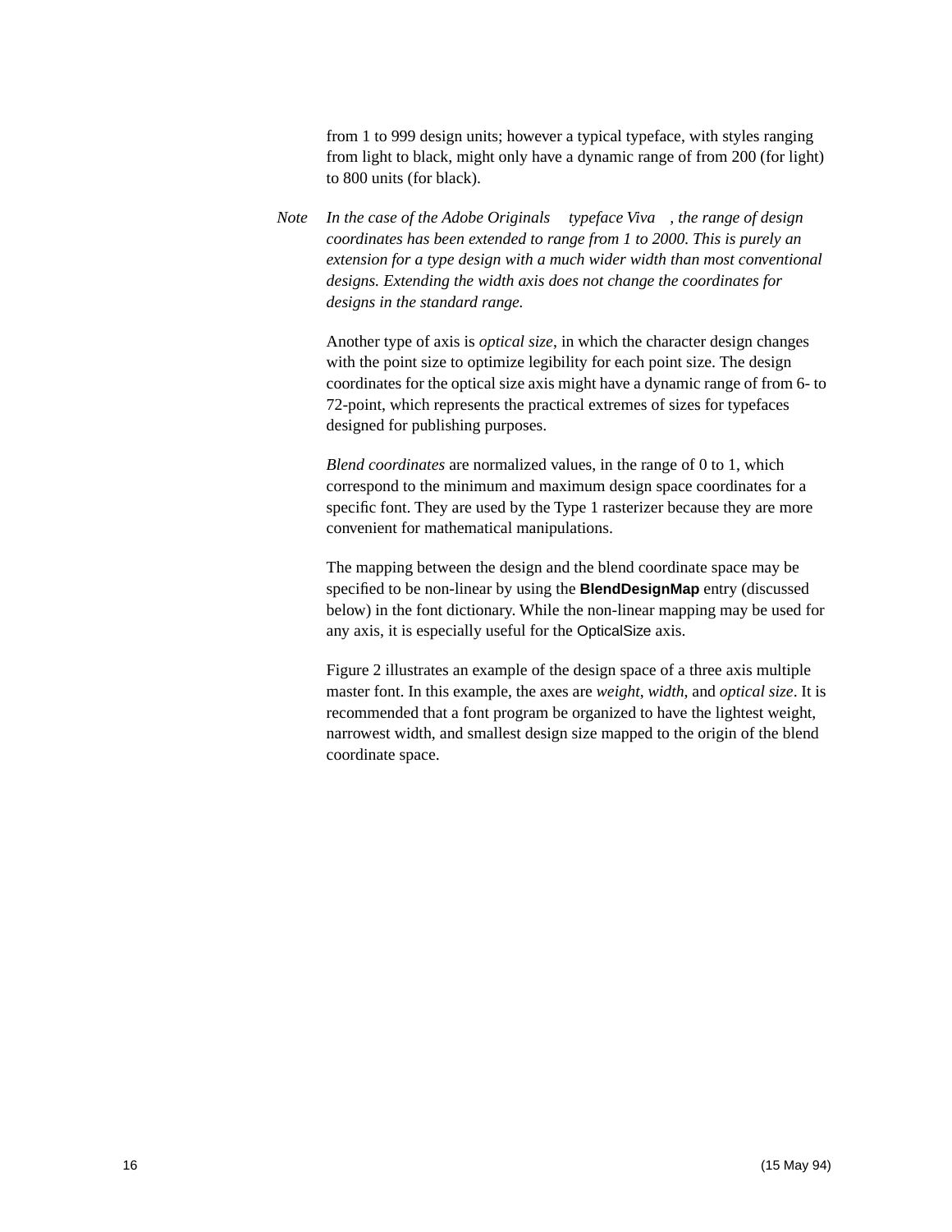from 1 to 999 design units; however a typical typeface, with styles ranging from light to black, might only have a dynamic range of from 200 (for light) to 800 units (for black).

*Note* *In the case of the Adobe Originals typeface Viva , the range of design coordinates has been extended to range from 1 to 2000. This is purely an extension for a type design with a much wider width than most conventional designs. Extending the width axis does not change the coordinates for designs in the standard range.*

Another type of axis is *optical size*, in which the character design changes with the point size to optimize legibility for each point size. The design coordinates for the optical size axis might have a dynamic range of from 6- to 72-point, which represents the practical extremes of sizes for typefaces designed for publishing purposes.

*Blend coordinates* are normalized values, in the range of 0 to 1, which correspond to the minimum and maximum design space coordinates for a specific font. They are used by the Type 1 rasterizer because they are more convenient for mathematical manipulations.

The mapping between the design and the blend coordinate space may be specified to be non-linear by using the **BlendDesignMap** entry (discussed below) in the font dictionary. While the non-linear mapping may be used for any axis, it is especially useful for the OpticalSize axis.

Figure 2 illustrates an example of the design space of a three axis multiple master font. In this example, the axes are *weight*, *width*, and *optical size*. It is recommended that a font program be organized to have the lightest weight, narrowest width, and smallest design size mapped to the origin of the blend coordinate space.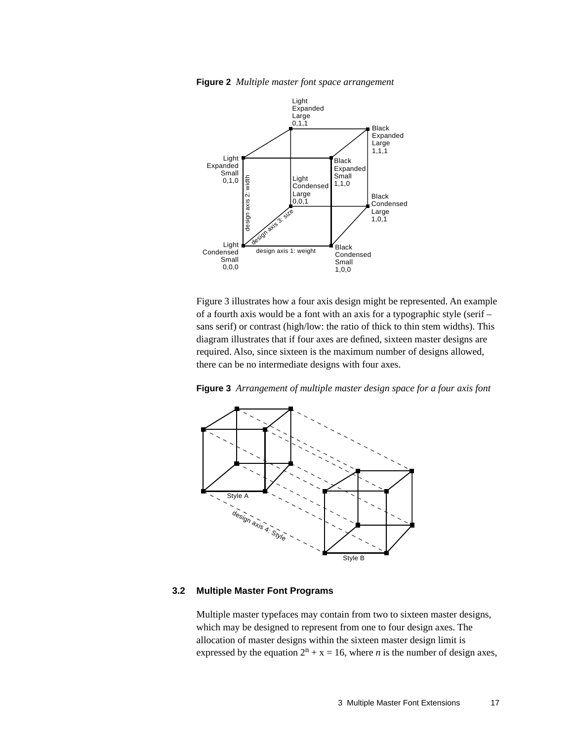**Figure 2** *Multiple master font space arrangement*

Figure 3 illustrates how a four axis design might be represented. An example of a fourth axis would be a font with an axis for a typographic style (serif – sans serif) or contrast (high/low: the ratio of thick to thin stem widths). This diagram illustrates that if four axes are defined, sixteen master designs are required. Also, since sixteen is the maximum number of designs allowed, there can be no intermediate designs with four axes.

**Figure 3** *Arrangement of multiple master design space for a four axis font*

## 3.2 Multiple Master Font Programs

Multiple master typefaces may contain from two to sixteen master designs, which may be designed to represent from one to four design axes. The allocation of master designs within the sixteen master design limit is expressed by the equation $2^n + x = 16$, where *n* is the number of design axes,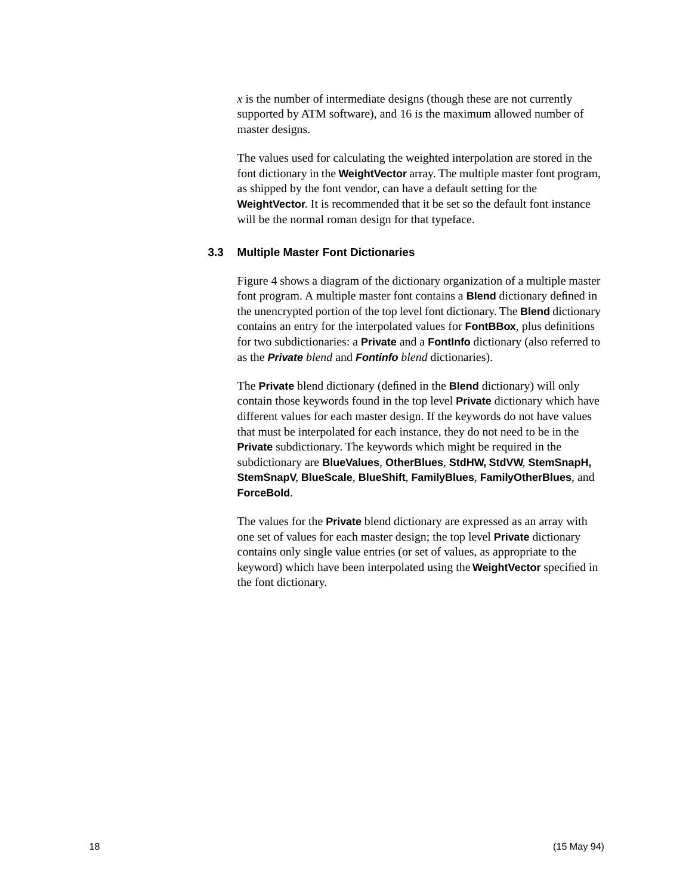*x* is the number of intermediate designs (though these are not currently supported by ATM software), and 16 is the maximum allowed number of master designs.

The values used for calculating the weighted interpolation are stored in the font dictionary in the **WeightVector** array. The multiple master font program, as shipped by the font vendor, can have a default setting for the **WeightVector**. It is recommended that it be set so the default font instance will be the normal roman design for that typeface.

### 3.3 Multiple Master Font Dictionaries

Figure 4 shows a diagram of the dictionary organization of a multiple master font program. A multiple master font contains a **Blend** dictionary defined in the unencrypted portion of the top level font dictionary. The **Blend** dictionary contains an entry for the interpolated values for **FontBBox**, plus definitions for two subdictionaries: a **Private** and a **FontInfo** dictionary (also referred to as the ***Private*** *blend* and ***Fontinfo*** *blend* dictionaries).

The **Private** blend dictionary (defined in the **Blend** dictionary) will only contain those keywords found in the top level **Private** dictionary which have different values for each master design. If the keywords do not have values that must be interpolated for each instance, they do not need to be in the **Private** subdictionary. The keywords which might be required in the subdictionary are **BlueValues**, **OtherBlues**, **StdHW, StdVW**, **StemSnapH, StemSnapV**, **BlueScale**, **BlueShift**, **FamilyBlues**, **FamilyOtherBlues**, and **ForceBold**.

The values for the **Private** blend dictionary are expressed as an array with one set of values for each master design; the top level **Private** dictionary contains only single value entries (or set of values, as appropriate to the keyword) which have been interpolated using the **WeightVector** specified in the font dictionary.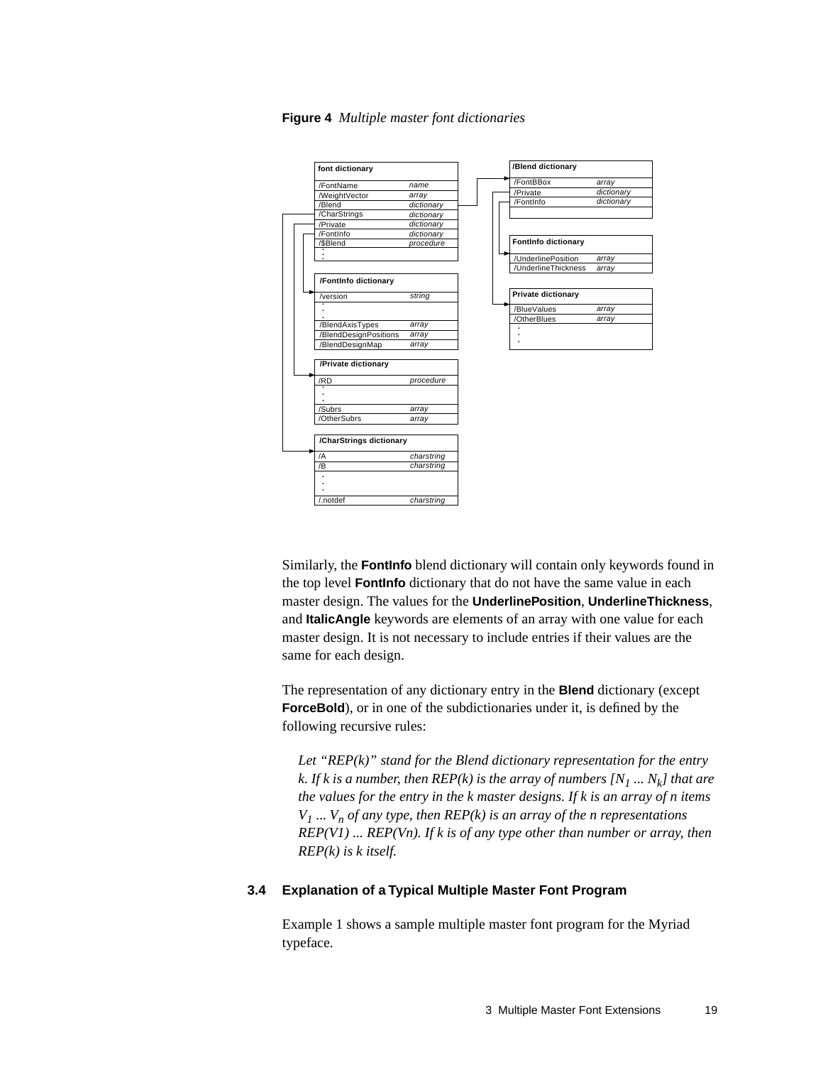**Figure 4** *Multiple master font dictionaries*

| font dictionary | |
|---|---|
| /FontName | *name* |
| /WeightVector | *array* |
| /Blend | *dictionary* |
| /CharStrings | *dictionary* |
| /Private | *dictionary* |
| /FontInfo | *dictionary* |
| /$Blend | *procedure* |
| ⋮ | |

| /FontInfo dictionary | |
|---|---|
| /version | *string* |
| ⋮ | |
| /BlendAxisTypes | *array* |
| /BlendDesignPositions | *array* |
| /BlendDesignMap | *array* |

| /Private dictionary | |
|---|---|
| /RD | *procedure* |
| ⋮ | |
| /Subrs | *array* |
| /OtherSubrs | *array* |

| /CharStrings dictionary | |
|---|---|
| /A | *charstring* |
| /B | *charstring* |
| ⋮ | |
| /.notdef | *charstring* |

| /Blend dictionary | |
|---|---|
| /FontBBox | *array* |
| /Private | *dictionary* |
| /FontInfo | *dictionary* |

| FontInfo dictionary | |
|---|---|
| /UnderlinePosition | *array* |
| /UnderlineThickness | *array* |

| Private dictionary | |
|---|---|
| /BlueValues | *array* |
| /OtherBlues | *array* |
| ⋮ | |

Similarly, the **FontInfo** blend dictionary will contain only keywords found in the top level **FontInfo** dictionary that do not have the same value in each master design. The values for the **UnderlinePosition**, **UnderlineThickness**, and **ItalicAngle** keywords are elements of an array with one value for each master design. It is not necessary to include entries if their values are the same for each design.

The representation of any dictionary entry in the **Blend** dictionary (except **ForceBold**), or in one of the subdictionaries under it, is defined by the following recursive rules:

> *Let "REP(k)" stand for the Blend dictionary representation for the entry k. If k is a number, then REP(k) is the array of numbers [$N_1$ ... $N_k$] that are the values for the entry in the k master designs. If k is an array of n items $V_1$ ... $V_n$ of any type, then REP(k) is an array of the n representations REP(V1) ... REP(Vn). If k is of any type other than number or array, then REP(k) is k itself.*

### 3.4 Explanation of a Typical Multiple Master Font Program

Example 1 shows a sample multiple master font program for the Myriad typeface.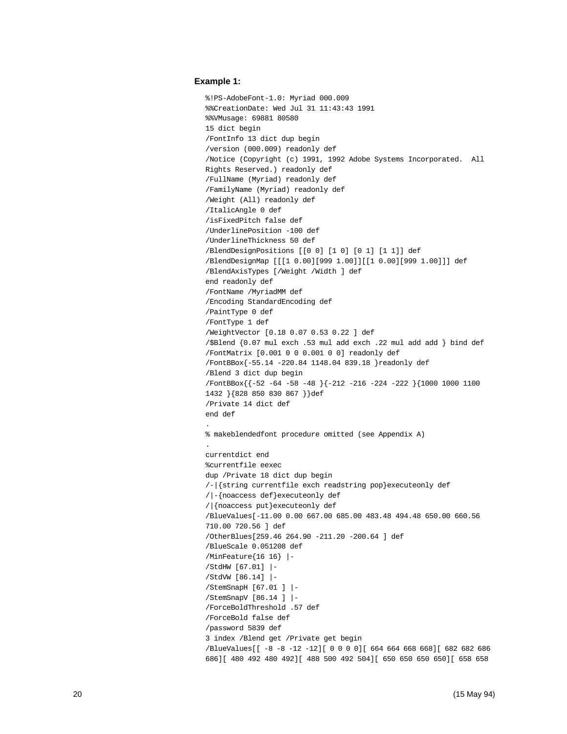**Example 1:**

```
%!PS-AdobeFont-1.0: Myriad 000.009
%%CreationDate: Wed Jul 31 11:43:43 1991
%%VMusage: 69881 80580
15 dict begin
/FontInfo 13 dict dup begin
/version (000.009) readonly def
/Notice (Copyright (c) 1991, 1992 Adobe Systems Incorporated.  All
Rights Reserved.) readonly def
/FullName (Myriad) readonly def
/FamilyName (Myriad) readonly def
/Weight (All) readonly def
/ItalicAngle 0 def
/isFixedPitch false def
/UnderlinePosition -100 def
/UnderlineThickness 50 def
/BlendDesignPositions [[0 0] [1 0] [0 1] [1 1]] def
/BlendDesignMap [[[1 0.00][999 1.00]][[1 0.00][999 1.00]]] def
/BlendAxisTypes [/Weight /Width ] def
end readonly def
/FontName /MyriadMM def
/Encoding StandardEncoding def
/PaintType 0 def
/FontType 1 def
/WeightVector [0.18 0.07 0.53 0.22 ] def
/$Blend {0.07 mul exch .53 mul add exch .22 mul add add } bind def
/FontMatrix [0.001 0 0 0.001 0 0] readonly def
/FontBBox{-55.14 -220.84 1148.04 839.18 }readonly def
/Blend 3 dict dup begin
/FontBBox{{-52 -64 -58 -48 }{-212 -216 -224 -222 }{1000 1000 1100
1432 }{828 850 830 867 }}def
/Private 14 dict def
end def
.
% makeblendedfont procedure omitted (see Appendix A)
.
currentdict end
%currentfile eexec
dup /Private 18 dict dup begin
/-|{string currentfile exch readstring pop}executeonly def
/|-{noaccess def}executeonly def
/|{noaccess put}executeonly def
/BlueValues[-11.00 0.00 667.00 685.00 483.48 494.48 650.00 660.56
710.00 720.56 ] def
/OtherBlues[259.46 264.90 -211.20 -200.64 ] def
/BlueScale 0.051208 def
/MinFeature{16 16} |-
/StdHW [67.01] |-
/StdVW [86.14] |-
/StemSnapH [67.01 ] |-
/StemSnapV [86.14 ] |-
/ForceBoldThreshold .57 def
/ForceBold false def
/password 5839 def
3 index /Blend get /Private get begin
/BlueValues[[ -8 -8 -12 -12][ 0 0 0 0][ 664 664 668 668][ 682 682 686
686][ 480 492 480 492][ 488 500 492 504][ 650 650 650 650][ 658 658
```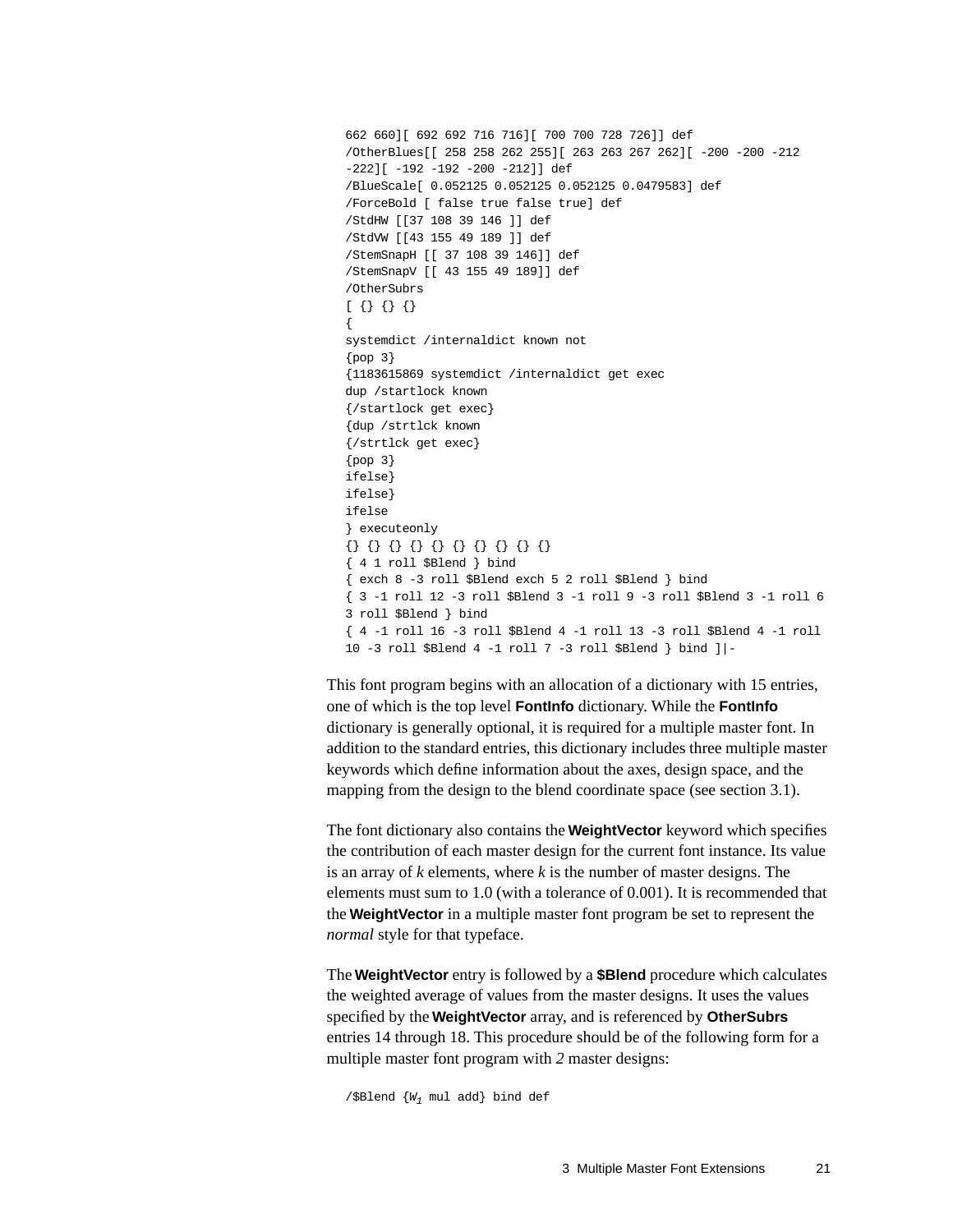```
662 660][ 692 692 716 716][ 700 700 728 726]] def
/OtherBlues[[ 258 258 262 255][ 263 263 267 262][ -200 -200 -212
-222][ -192 -192 -200 -212]] def
/BlueScale[ 0.052125 0.052125 0.052125 0.0479583] def
/ForceBold [ false true false true] def
/StdHW [[37 108 39 146 ]] def
/StdVW [[43 155 49 189 ]] def
/StemSnapH [[ 37 108 39 146]] def
/StemSnapV [[ 43 155 49 189]] def
/OtherSubrs
[ {} {} {}
{
systemdict /internaldict known not
{pop 3}
{1183615869 systemdict /internaldict get exec
dup /startlock known
{/startlock get exec}
{dup /strtlck known
{/strtlck get exec}
{pop 3}
ifelse}
ifelse}
ifelse
} executeonly
{} {} {} {} {} {} {} {} {} {}
{ 4 1 roll $Blend } bind
{ exch 8 -3 roll $Blend exch 5 2 roll $Blend } bind
{ 3 -1 roll 12 -3 roll $Blend 3 -1 roll 9 -3 roll $Blend 3 -1 roll 6
3 roll $Blend } bind
{ 4 -1 roll 16 -3 roll $Blend 4 -1 roll 13 -3 roll $Blend 4 -1 roll
10 -3 roll $Blend 4 -1 roll 7 -3 roll $Blend } bind ]|-
```

This font program begins with an allocation of a dictionary with 15 entries, one of which is the top level **FontInfo** dictionary. While the **FontInfo** dictionary is generally optional, it is required for a multiple master font. In addition to the standard entries, this dictionary includes three multiple master keywords which define information about the axes, design space, and the mapping from the design to the blend coordinate space (see section 3.1).

The font dictionary also contains the **WeightVector** keyword which specifies the contribution of each master design for the current font instance. Its value is an array of *k* elements, where *k* is the number of master designs. The elements must sum to 1.0 (with a tolerance of 0.001). It is recommended that the **WeightVector** in a multiple master font program be set to represent the *normal* style for that typeface.

The **WeightVector** entry is followed by a **$Blend** procedure which calculates the weighted average of values from the master designs. It uses the values specified by the **WeightVector** array, and is referenced by **OtherSubrs** entries 14 through 18. This procedure should be of the following form for a multiple master font program with *2* master designs:

```
/$Blend {W1 mul add} bind def
```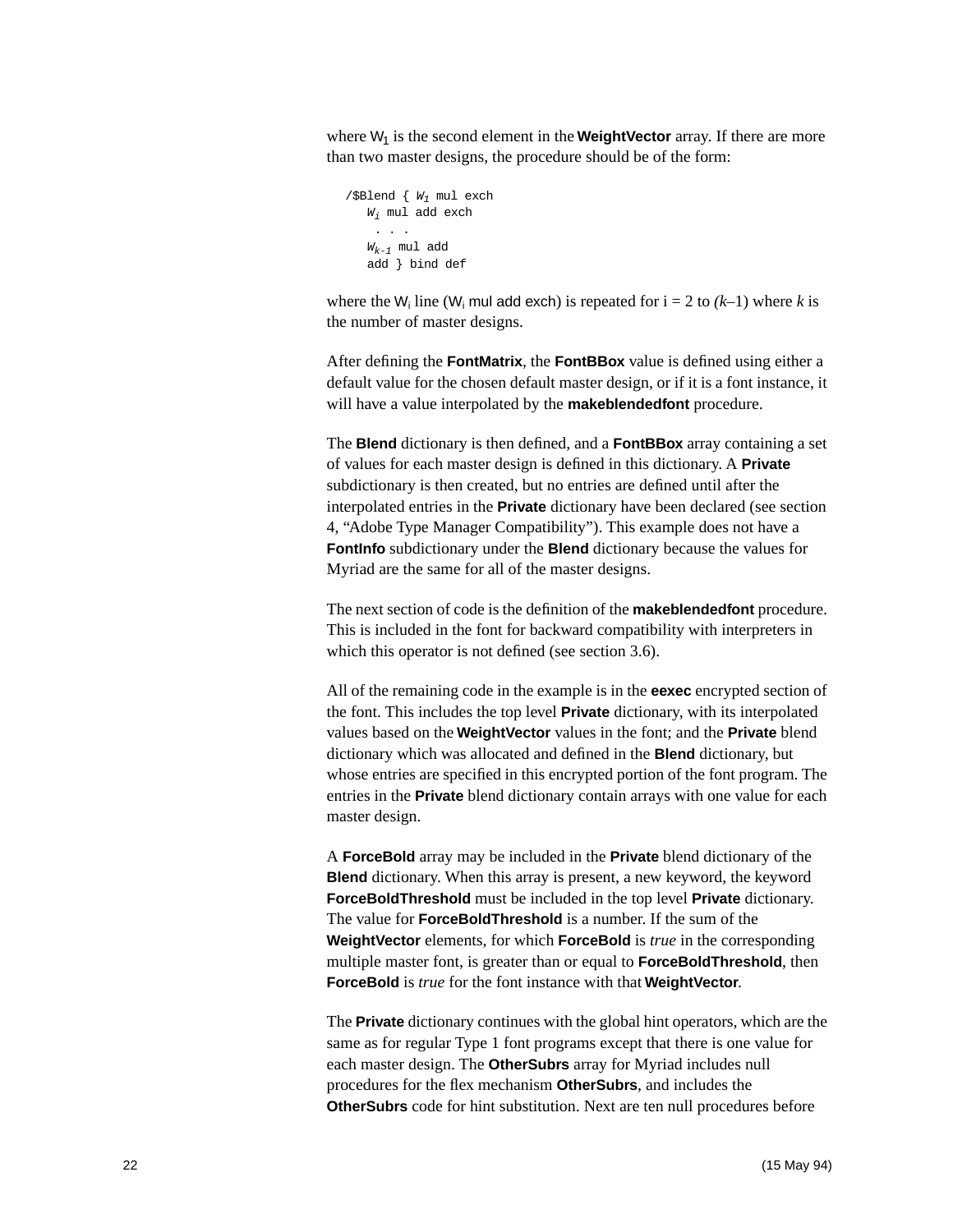where $W_1$ is the second element in the **WeightVector** array. If there are more than two master designs, the procedure should be of the form:

```
/$Blend { W1 mul exch
   Wi mul add exch
    . . .
   Wk-1 mul add
   add } bind def
```

where the $W_i$ line ($W_i$ mul add exch) is repeated for i = 2 to (*k*–1) where *k* is the number of master designs.

After defining the **FontMatrix**, the **FontBBox** value is defined using either a default value for the chosen default master design, or if it is a font instance, it will have a value interpolated by the **makeblendedfont** procedure.

The **Blend** dictionary is then defined, and a **FontBBox** array containing a set of values for each master design is defined in this dictionary. A **Private** subdictionary is then created, but no entries are defined until after the interpolated entries in the **Private** dictionary have been declared (see section 4, "Adobe Type Manager Compatibility"). This example does not have a **FontInfo** subdictionary under the **Blend** dictionary because the values for Myriad are the same for all of the master designs.

The next section of code is the definition of the **makeblendedfont** procedure. This is included in the font for backward compatibility with interpreters in which this operator is not defined (see section 3.6).

All of the remaining code in the example is in the **eexec** encrypted section of the font. This includes the top level **Private** dictionary, with its interpolated values based on the **WeightVector** values in the font; and the **Private** blend dictionary which was allocated and defined in the **Blend** dictionary, but whose entries are specified in this encrypted portion of the font program. The entries in the **Private** blend dictionary contain arrays with one value for each master design.

A **ForceBold** array may be included in the **Private** blend dictionary of the **Blend** dictionary. When this array is present, a new keyword, the keyword **ForceBoldThreshold** must be included in the top level **Private** dictionary. The value for **ForceBoldThreshold** is a number. If the sum of the **WeightVector** elements, for which **ForceBold** is *true* in the corresponding multiple master font, is greater than or equal to **ForceBoldThreshold**, then **ForceBold** is *true* for the font instance with that **WeightVector**.

The **Private** dictionary continues with the global hint operators, which are the same as for regular Type 1 font programs except that there is one value for each master design. The **OtherSubrs** array for Myriad includes null procedures for the flex mechanism **OtherSubrs**, and includes the **OtherSubrs** code for hint substitution. Next are ten null procedures before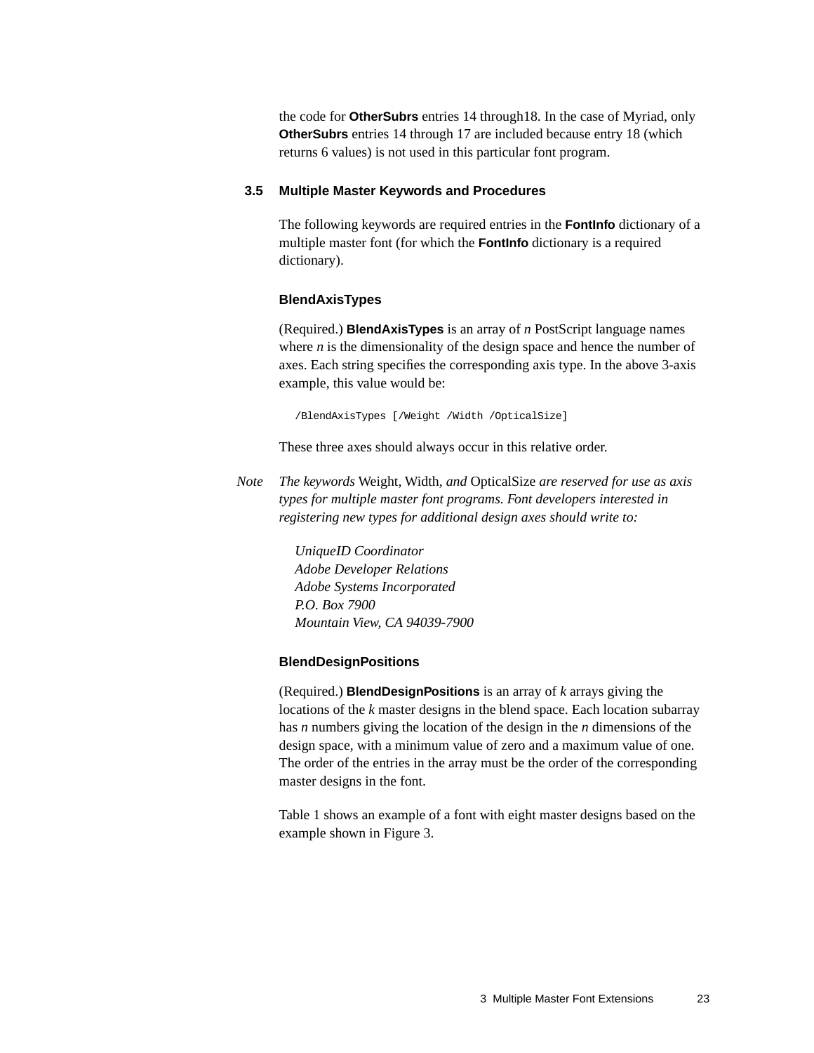the code for **OtherSubrs** entries 14 through18. In the case of Myriad, only **OtherSubrs** entries 14 through 17 are included because entry 18 (which returns 6 values) is not used in this particular font program.

## 3.5 Multiple Master Keywords and Procedures

The following keywords are required entries in the **FontInfo** dictionary of a multiple master font (for which the **FontInfo** dictionary is a required dictionary).

### BlendAxisTypes

(Required.) **BlendAxisTypes** is an array of *n* PostScript language names where *n* is the dimensionality of the design space and hence the number of axes. Each string specifies the corresponding axis type. In the above 3-axis example, this value would be:

```
/BlendAxisTypes [/Weight /Width /OpticalSize]
```

These three axes should always occur in this relative order.

*Note* *The keywords* Weight, Width, *and* OpticalSize *are reserved for use as axis types for multiple master font programs. Font developers interested in registering new types for additional design axes should write to:*

*UniqueID Coordinator*
*Adobe Developer Relations*
*Adobe Systems Incorporated*
*P.O. Box 7900*
*Mountain View, CA 94039-7900*

### BlendDesignPositions

(Required.) **BlendDesignPositions** is an array of *k* arrays giving the locations of the *k* master designs in the blend space. Each location subarray has *n* numbers giving the location of the design in the *n* dimensions of the design space, with a minimum value of zero and a maximum value of one. The order of the entries in the array must be the order of the corresponding master designs in the font.

Table 1 shows an example of a font with eight master designs based on the example shown in Figure 3.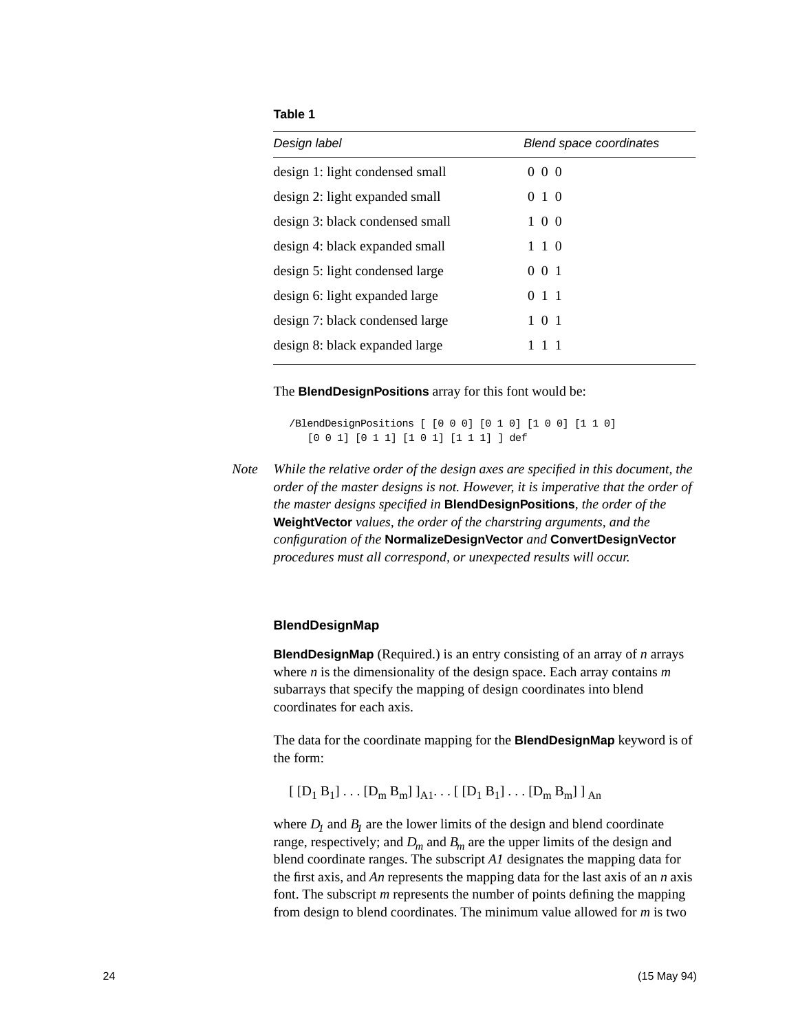**Table 1**

| *Design label* | *Blend space coordinates* |
|---|---|
| design 1: light condensed small | 0 0 0 |
| design 2: light expanded small | 0 1 0 |
| design 3: black condensed small | 1 0 0 |
| design 4: black expanded small | 1 1 0 |
| design 5: light condensed large | 0 0 1 |
| design 6: light expanded large | 0 1 1 |
| design 7: black condensed large | 1 0 1 |
| design 8: black expanded large | 1 1 1 |

The **BlendDesignPositions** array for this font would be:

```
/BlendDesignPositions [ [0 0 0] [0 1 0] [1 0 0] [1 1 0]
   [0 0 1] [0 1 1] [1 0 1] [1 1 1] ] def
```

*Note* *While the relative order of the design axes are specified in this document, the order of the master designs is not. However, it is imperative that the order of the master designs specified in* **BlendDesignPositions**, *the order of the* **WeightVector** *values, the order of the charstring arguments, and the configuration of the* **NormalizeDesignVector** *and* **ConvertDesignVector** *procedures must all correspond, or unexpected results will occur.*

### BlendDesignMap

**BlendDesignMap** (Required.) is an entry consisting of an array of *n* arrays where *n* is the dimensionality of the design space. Each array contains *m* subarrays that specify the mapping of design coordinates into blend coordinates for each axis.

The data for the coordinate mapping for the **BlendDesignMap** keyword is of the form:

$$[\ [D_1\ B_1]\ \ldots\ [D_m\ B_m]\ ]_{A1} \ldots [\ [D_1\ B_1]\ \ldots\ [D_m\ B_m]\ ]_{An}$$

where $D_1$ and $B_1$ are the lower limits of the design and blend coordinate range, respectively; and $D_m$ and $B_m$ are the upper limits of the design and blend coordinate ranges. The subscript *A1* designates the mapping data for the first axis, and *An* represents the mapping data for the last axis of an *n* axis font. The subscript *m* represents the number of points defining the mapping from design to blend coordinates. The minimum value allowed for *m* is two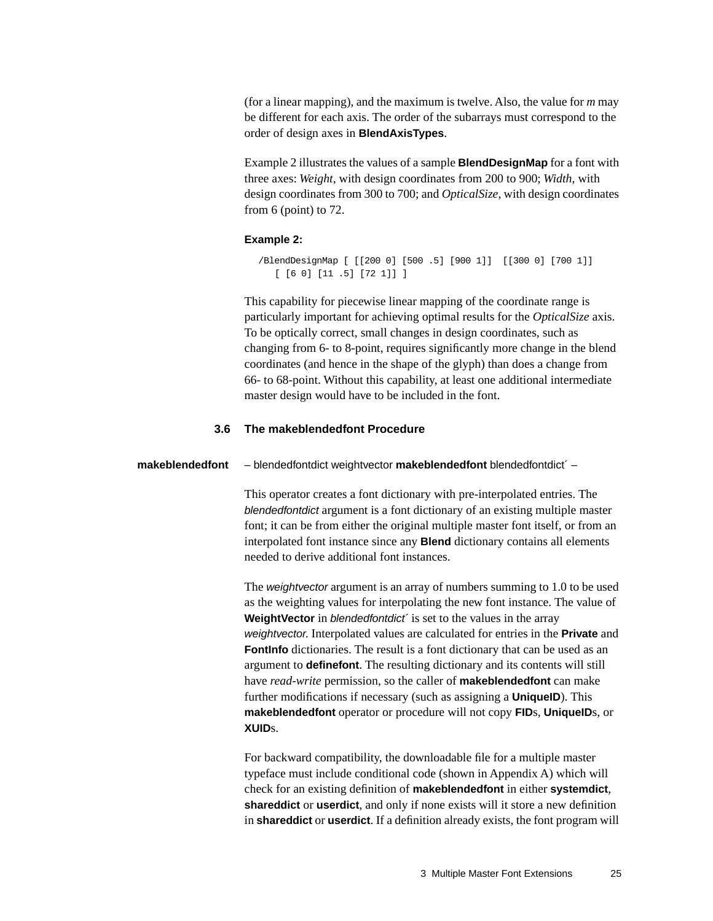(for a linear mapping), and the maximum is twelve. Also, the value for *m* may be different for each axis. The order of the subarrays must correspond to the order of design axes in **BlendAxisTypes**.

Example 2 illustrates the values of a sample **BlendDesignMap** for a font with three axes: *Weight*, with design coordinates from 200 to 900; *Width*, with design coordinates from 300 to 700; and *OpticalSize*, with design coordinates from 6 (point) to 72.

**Example 2:**

```
/BlendDesignMap [ [[200 0] [500 .5] [900 1]]  [[300 0] [700 1]]
   [ [6 0] [11 .5] [72 1]] ]
```

This capability for piecewise linear mapping of the coordinate range is particularly important for achieving optimal results for the *OpticalSize* axis. To be optically correct, small changes in design coordinates, such as changing from 6- to 8-point, requires significantly more change in the blend coordinates (and hence in the shape of the glyph) than does a change from 66- to 68-point. Without this capability, at least one additional intermediate master design would have to be included in the font.

## 3.6 The makeblendedfont Procedure

**makeblendedfont** – blendedfontdict weightvector **makeblendedfont** blendedfontdict´ –

This operator creates a font dictionary with pre-interpolated entries. The *blendedfontdict* argument is a font dictionary of an existing multiple master font; it can be from either the original multiple master font itself, or from an interpolated font instance since any **Blend** dictionary contains all elements needed to derive additional font instances.

The *weightvector* argument is an array of numbers summing to 1.0 to be used as the weighting values for interpolating the new font instance. The value of **WeightVector** in *blendedfontdict´* is set to the values in the array *weightvector.* Interpolated values are calculated for entries in the **Private** and **FontInfo** dictionaries. The result is a font dictionary that can be used as an argument to **definefont**. The resulting dictionary and its contents will still have *read-write* permission, so the caller of **makeblendedfont** can make further modifications if necessary (such as assigning a **UniqueID**). This **makeblendedfont** operator or procedure will not copy **FID**s, **UniqueID**s, or **XUID**s.

For backward compatibility, the downloadable file for a multiple master typeface must include conditional code (shown in Appendix A) which will check for an existing definition of **makeblendedfont** in either **systemdict**, **shareddict** or **userdict**, and only if none exists will it store a new definition in **shareddict** or **userdict**. If a definition already exists, the font program will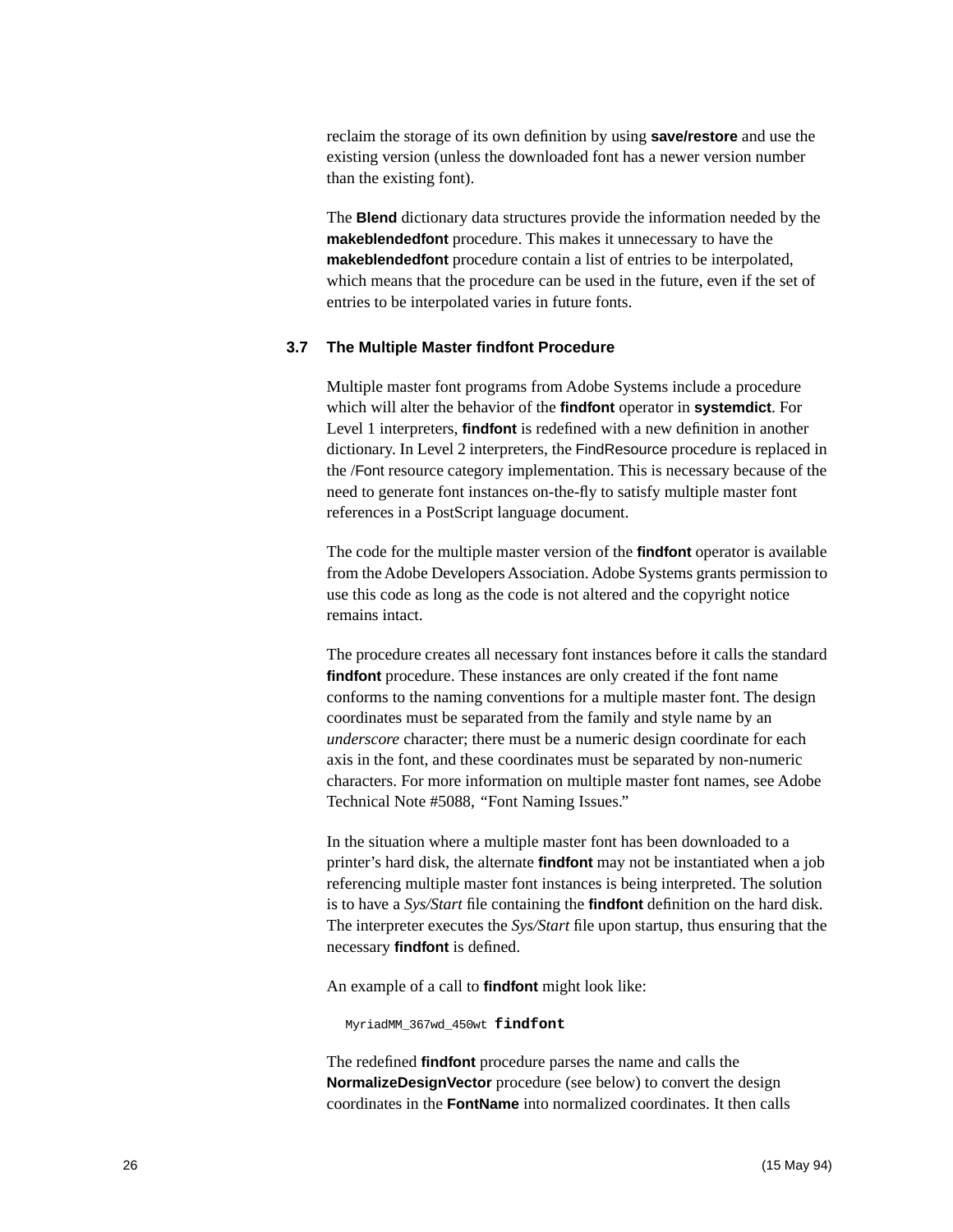reclaim the storage of its own definition by using **save/restore** and use the existing version (unless the downloaded font has a newer version number than the existing font).

The **Blend** dictionary data structures provide the information needed by the **makeblendedfont** procedure. This makes it unnecessary to have the **makeblendedfont** procedure contain a list of entries to be interpolated, which means that the procedure can be used in the future, even if the set of entries to be interpolated varies in future fonts.

## 3.7 The Multiple Master findfont Procedure

Multiple master font programs from Adobe Systems include a procedure which will alter the behavior of the **findfont** operator in **systemdict**. For Level 1 interpreters, **findfont** is redefined with a new definition in another dictionary. In Level 2 interpreters, the FindResource procedure is replaced in the /Font resource category implementation. This is necessary because of the need to generate font instances on-the-fly to satisfy multiple master font references in a PostScript language document.

The code for the multiple master version of the **findfont** operator is available from the Adobe Developers Association. Adobe Systems grants permission to use this code as long as the code is not altered and the copyright notice remains intact.

The procedure creates all necessary font instances before it calls the standard **findfont** procedure. These instances are only created if the font name conforms to the naming conventions for a multiple master font. The design coordinates must be separated from the family and style name by an *underscore* character; there must be a numeric design coordinate for each axis in the font, and these coordinates must be separated by non-numeric characters. For more information on multiple master font names, see Adobe Technical Note #5088, "Font Naming Issues."

In the situation where a multiple master font has been downloaded to a printer's hard disk, the alternate **findfont** may not be instantiated when a job referencing multiple master font instances is being interpreted. The solution is to have a *Sys/Start* file containing the **findfont** definition on the hard disk. The interpreter executes the *Sys/Start* file upon startup, thus ensuring that the necessary **findfont** is defined.

An example of a call to **findfont** might look like:

```
MyriadMM_367wd_450wt findfont
```

The redefined **findfont** procedure parses the name and calls the **NormalizeDesignVector** procedure (see below) to convert the design coordinates in the **FontName** into normalized coordinates. It then calls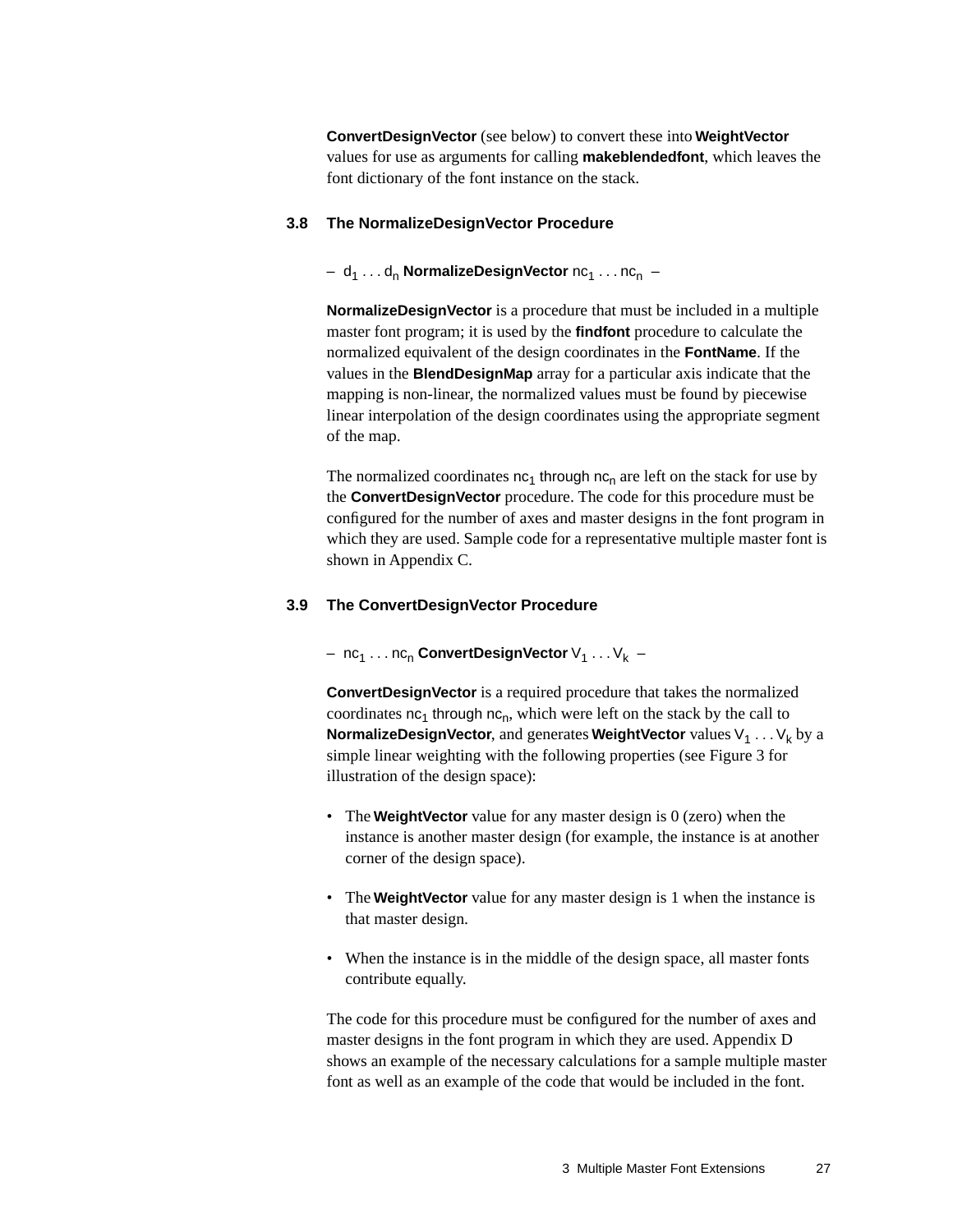**ConvertDesignVector** (see below) to convert these into **WeightVector** values for use as arguments for calling **makeblendedfont**, which leaves the font dictionary of the font instance on the stack.

## 3.8 The NormalizeDesignVector Procedure

– $d_1 \ldots d_n$ **NormalizeDesignVector** $nc_1 \ldots nc_n$ –

**NormalizeDesignVector** is a procedure that must be included in a multiple master font program; it is used by the **findfont** procedure to calculate the normalized equivalent of the design coordinates in the **FontName**. If the values in the **BlendDesignMap** array for a particular axis indicate that the mapping is non-linear, the normalized values must be found by piecewise linear interpolation of the design coordinates using the appropriate segment of the map.

The normalized coordinates $nc_1$ through $nc_n$ are left on the stack for use by the **ConvertDesignVector** procedure. The code for this procedure must be configured for the number of axes and master designs in the font program in which they are used. Sample code for a representative multiple master font is shown in Appendix C.

## 3.9 The ConvertDesignVector Procedure

– $nc_1 \ldots nc_n$ **ConvertDesignVector** $V_1 \ldots V_k$ –

**ConvertDesignVector** is a required procedure that takes the normalized coordinates $nc_1$ through $nc_n$, which were left on the stack by the call to **NormalizeDesignVector**, and generates **WeightVector** values $V_1 \ldots V_k$ by a simple linear weighting with the following properties (see Figure 3 for illustration of the design space):

- The **WeightVector** value for any master design is 0 (zero) when the instance is another master design (for example, the instance is at another corner of the design space).
- The **WeightVector** value for any master design is 1 when the instance is that master design.
- When the instance is in the middle of the design space, all master fonts contribute equally.

The code for this procedure must be configured for the number of axes and master designs in the font program in which they are used. Appendix D shows an example of the necessary calculations for a sample multiple master font as well as an example of the code that would be included in the font.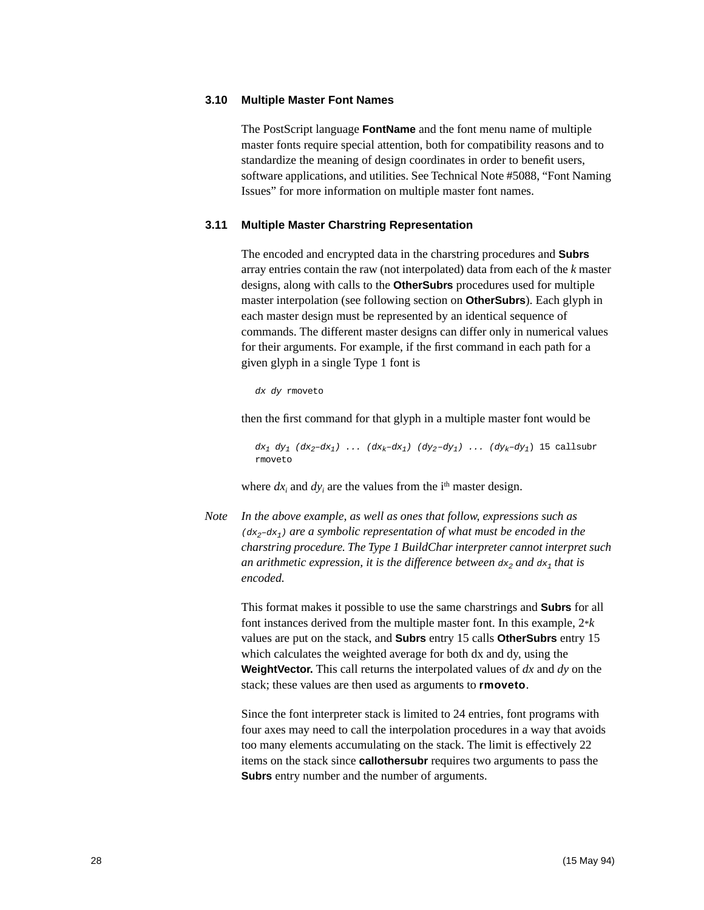### 3.10 Multiple Master Font Names

The PostScript language **FontName** and the font menu name of multiple master fonts require special attention, both for compatibility reasons and to standardize the meaning of design coordinates in order to benefit users, software applications, and utilities. See Technical Note #5088, "Font Naming Issues" for more information on multiple master font names.

### 3.11 Multiple Master Charstring Representation

The encoded and encrypted data in the charstring procedures and **Subrs** array entries contain the raw (not interpolated) data from each of the *k* master designs, along with calls to the **OtherSubrs** procedures used for multiple master interpolation (see following section on **OtherSubrs**). Each glyph in each master design must be represented by an identical sequence of commands. The different master designs can differ only in numerical values for their arguments. For example, if the first command in each path for a given glyph in a single Type 1 font is

```
dx dy rmoveto
```

then the first command for that glyph in a multiple master font would be

$dx_1$ $dy_1$ $(dx_2–dx_1)$ ... $(dx_k–dx_1)$ $(dy_2–dy_1)$ ... $(dy_k–dy_1)$ 15 callsubr rmoveto

where $dx_i$ and $dy_i$ are the values from the i[th] master design.

*Note* *In the above example, as well as ones that follow, expressions such as* $(dx_2–dx_1)$ *are a symbolic representation of what must be encoded in the charstring procedure. The Type 1 BuildChar interpreter cannot interpret such an arithmetic expression, it is the difference between* $dx_2$ *and* $dx_1$ *that is encoded.*

This format makes it possible to use the same charstrings and **Subrs** for all font instances derived from the multiple master font. In this example, 2∗*k* values are put on the stack, and **Subrs** entry 15 calls **OtherSubrs** entry 15 which calculates the weighted average for both dx and dy, using the **WeightVector.** This call returns the interpolated values of *dx* and *dy* on the stack; these values are then used as arguments to **rmoveto**.

Since the font interpreter stack is limited to 24 entries, font programs with four axes may need to call the interpolation procedures in a way that avoids too many elements accumulating on the stack. The limit is effectively 22 items on the stack since **callothersubr** requires two arguments to pass the **Subrs** entry number and the number of arguments.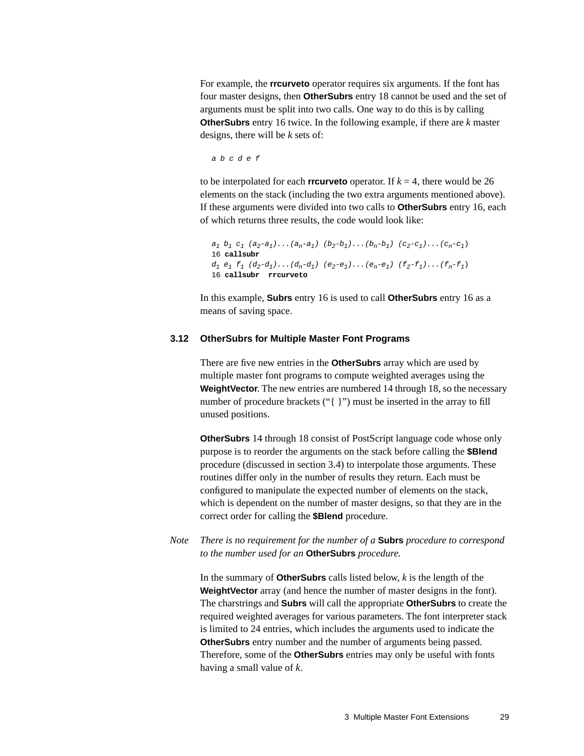For example, the **rrcurveto** operator requires six arguments. If the font has four master designs, then **OtherSubrs** entry 18 cannot be used and the set of arguments must be split into two calls. One way to do this is by calling **OtherSubrs** entry 16 twice. In the following example, if there are *k* master designs, there will be *k* sets of:

```
a b c d e f
```

to be interpolated for each **rrcurveto** operator. If *k* = 4, there would be 26 elements on the stack (including the two extra arguments mentioned above). If these arguments were divided into two calls to **OtherSubrs** entry 16, each of which returns three results, the code would look like:

$a_1$ $b_1$ $c_1$ $(a_2\text{-}a_1)...(a_n\text{-}a_1)$ $(b_2\text{-}b_1)...(b_n\text{-}b_1)$ $(c_2\text{-}c_1)...(c_n\text{-}c_1)$
16 **callsubr**
$d_1$ $e_1$ $f_1$ $(d_2\text{-}d_1)...(d_n\text{-}d_1)$ $(e_2\text{-}e_1)...(e_n\text{-}e_1)$ $(f_2\text{-}f_1)...(f_n\text{-}f_1)$
16 **callsubr** **rrcurveto**

In this example, **Subrs** entry 16 is used to call **OtherSubrs** entry 16 as a means of saving space.

## 3.12 OtherSubrs for Multiple Master Font Programs

There are five new entries in the **OtherSubrs** array which are used by multiple master font programs to compute weighted averages using the **WeightVector**. The new entries are numbered 14 through 18, so the necessary number of procedure brackets (“{ }”) must be inserted in the array to fill unused positions.

**OtherSubrs** 14 through 18 consist of PostScript language code whose only purpose is to reorder the arguments on the stack before calling the **$Blend** procedure (discussed in section 3.4) to interpolate those arguments. These routines differ only in the number of results they return. Each must be configured to manipulate the expected number of elements on the stack, which is dependent on the number of master designs, so that they are in the correct order for calling the **$Blend** procedure.

*Note* *There is no requirement for the number of a* **Subrs** *procedure to correspond to the number used for an* **OtherSubrs** *procedure.*

In the summary of **OtherSubrs** calls listed below, *k* is the length of the **WeightVector** array (and hence the number of master designs in the font). The charstrings and **Subrs** will call the appropriate **OtherSubrs** to create the required weighted averages for various parameters. The font interpreter stack is limited to 24 entries, which includes the arguments used to indicate the **OtherSubrs** entry number and the number of arguments being passed. Therefore, some of the **OtherSubrs** entries may only be useful with fonts having a small value of *k*.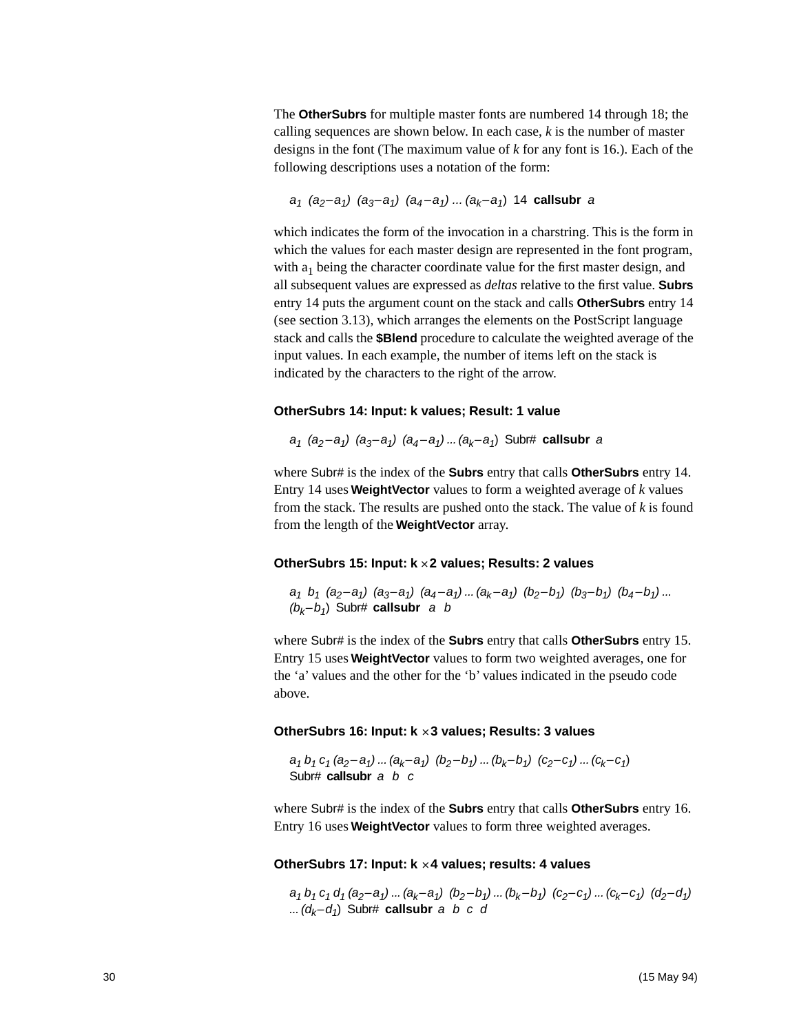The **OtherSubrs** for multiple master fonts are numbered 14 through 18; the calling sequences are shown below. In each case, *k* is the number of master designs in the font (The maximum value of *k* for any font is 16.). Each of the following descriptions uses a notation of the form:

$a_1\ (a_2{-}a_1)\ (a_3{-}a_1)\ (a_4{-}a_1) \ldots (a_k{-}a_1)$ 14 **callsubr** $a$

which indicates the form of the invocation in a charstring. This is the form in which the values for each master design are represented in the font program, with $a_1$ being the character coordinate value for the first master design, and all subsequent values are expressed as *deltas* relative to the first value. **Subrs** entry 14 puts the argument count on the stack and calls **OtherSubrs** entry 14 (see section 3.13), which arranges the elements on the PostScript language stack and calls the **$Blend** procedure to calculate the weighted average of the input values. In each example, the number of items left on the stack is indicated by the characters to the right of the arrow.

**OtherSubrs 14: Input: k values; Result: 1 value**

$a_1\ (a_2{-}a_1)\ (a_3{-}a_1)\ (a_4{-}a_1) \ldots (a_k{-}a_1)$ Subr# **callsubr** $a$

where Subr# is the index of the **Subrs** entry that calls **OtherSubrs** entry 14. Entry 14 uses **WeightVector** values to form a weighted average of *k* values from the stack. The results are pushed onto the stack. The value of *k* is found from the length of the **WeightVector** array.

**OtherSubrs 15: Input: k × 2 values; Results: 2 values**

$a_1\ b_1\ (a_2{-}a_1)\ (a_3{-}a_1)\ (a_4{-}a_1) \ldots (a_k{-}a_1)\ (b_2{-}b_1)\ (b_3{-}b_1)\ (b_4{-}b_1) \ldots (b_k{-}b_1)$ Subr# **callsubr** $a\ b$

where Subr# is the index of the **Subrs** entry that calls **OtherSubrs** entry 15. Entry 15 uses **WeightVector** values to form two weighted averages, one for the ‘a’ values and the other for the ‘b’ values indicated in the pseudo code above.

**OtherSubrs 16: Input: k × 3 values; Results: 3 values**

$a_1\ b_1\ c_1\ (a_2{-}a_1) \ldots (a_k{-}a_1)\ (b_2{-}b_1) \ldots (b_k{-}b_1)\ (c_2{-}c_1) \ldots (c_k{-}c_1)$ Subr# **callsubr** $a\ b\ c$

where Subr# is the index of the **Subrs** entry that calls **OtherSubrs** entry 16. Entry 16 uses **WeightVector** values to form three weighted averages.

**OtherSubrs 17: Input: k × 4 values; results: 4 values**

$a_1\ b_1\ c_1\ d_1\ (a_2{-}a_1) \ldots (a_k{-}a_1)\ (b_2{-}b_1) \ldots (b_k{-}b_1)\ (c_2{-}c_1) \ldots (c_k{-}c_1)\ (d_2{-}d_1) \ldots (d_k{-}d_1)$ Subr# **callsubr** $a\ b\ c\ d$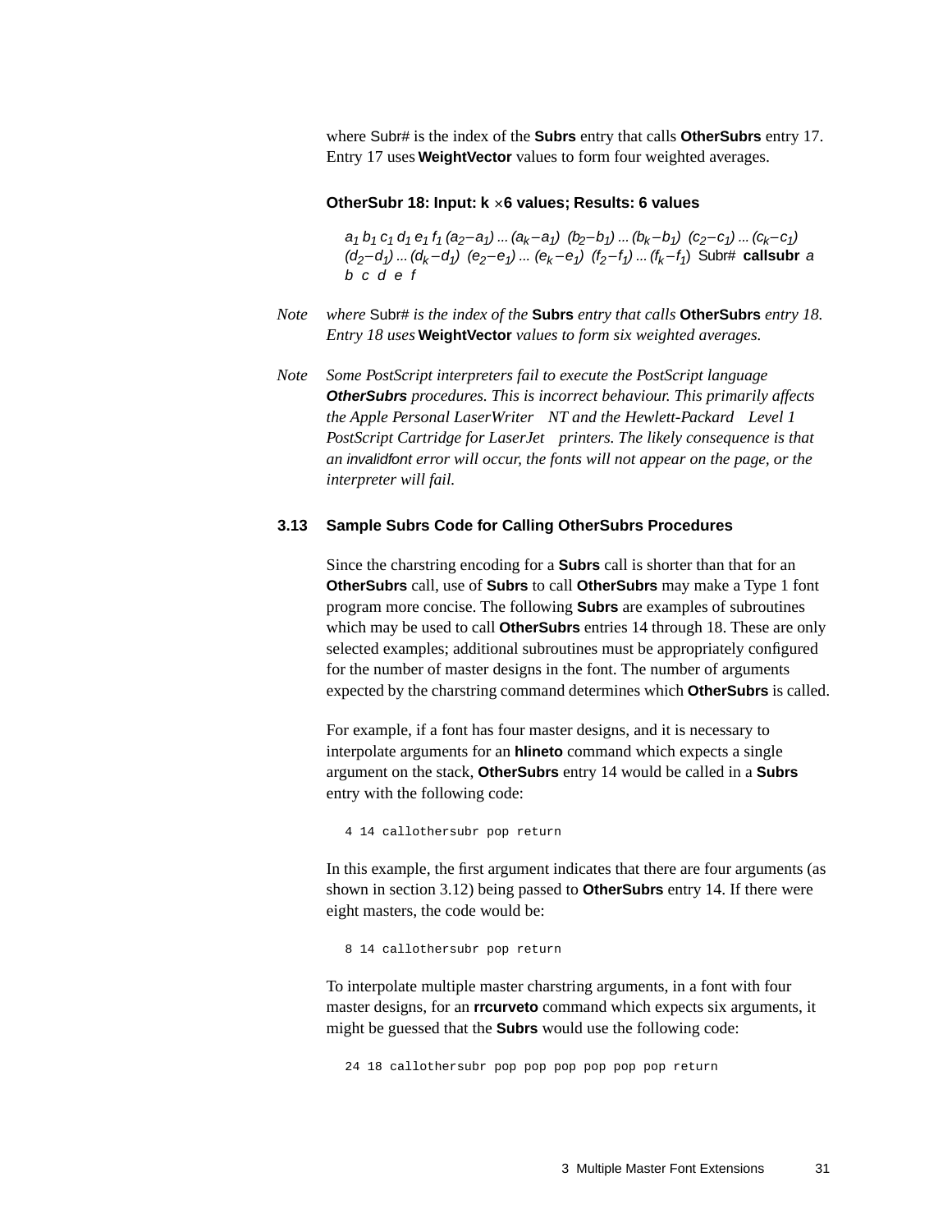where Subr# is the index of the **Subrs** entry that calls **OtherSubrs** entry 17. Entry 17 uses **WeightVector** values to form four weighted averages.

**OtherSubr 18: Input: k × 6 values; Results: 6 values**

$a_1$ $b_1$ $c_1$ $d_1$ $e_1$ $f_1$ $(a_2 – a_1)$ ... $(a_k – a_1)$ $(b_2 – b_1)$ ... $(b_k – b_1)$ $(c_2 – c_1)$ ... $(c_k – c_1)$ $(d_2 – d_1)$ ... $(d_k – d_1)$ $(e_2 – e_1)$ ... $(e_k – e_1)$ $(f_2 – f_1)$ ... $(f_k – f_1)$ Subr# **callsubr** $a$ $b$ $c$ $d$ $e$ $f$

*Note* *where* Subr# *is the index of the* **Subrs** *entry that calls* **OtherSubrs** *entry 18. Entry 18 uses* **WeightVector** *values to form six weighted averages.*

*Note* *Some PostScript interpreters fail to execute the PostScript language* ***OtherSubrs*** *procedures. This is incorrect behaviour. This primarily affects the Apple Personal LaserWriter NT and the Hewlett-Packard Level 1 PostScript Cartridge for LaserJet printers. The likely consequence is that an* invalidfont *error will occur, the fonts will not appear on the page, or the interpreter will fail.*

## 3.13 Sample Subrs Code for Calling OtherSubrs Procedures

Since the charstring encoding for a **Subrs** call is shorter than that for an **OtherSubrs** call, use of **Subrs** to call **OtherSubrs** may make a Type 1 font program more concise. The following **Subrs** are examples of subroutines which may be used to call **OtherSubrs** entries 14 through 18. These are only selected examples; additional subroutines must be appropriately configured for the number of master designs in the font. The number of arguments expected by the charstring command determines which **OtherSubrs** is called.

For example, if a font has four master designs, and it is necessary to interpolate arguments for an **hlineto** command which expects a single argument on the stack, **OtherSubrs** entry 14 would be called in a **Subrs** entry with the following code:

```
4 14 callothersubr pop return
```

In this example, the first argument indicates that there are four arguments (as shown in section 3.12) being passed to **OtherSubrs** entry 14. If there were eight masters, the code would be:

```
8 14 callothersubr pop return
```

To interpolate multiple master charstring arguments, in a font with four master designs, for an **rrcurveto** command which expects six arguments, it might be guessed that the **Subrs** would use the following code:

```
24 18 callothersubr pop pop pop pop pop pop return
```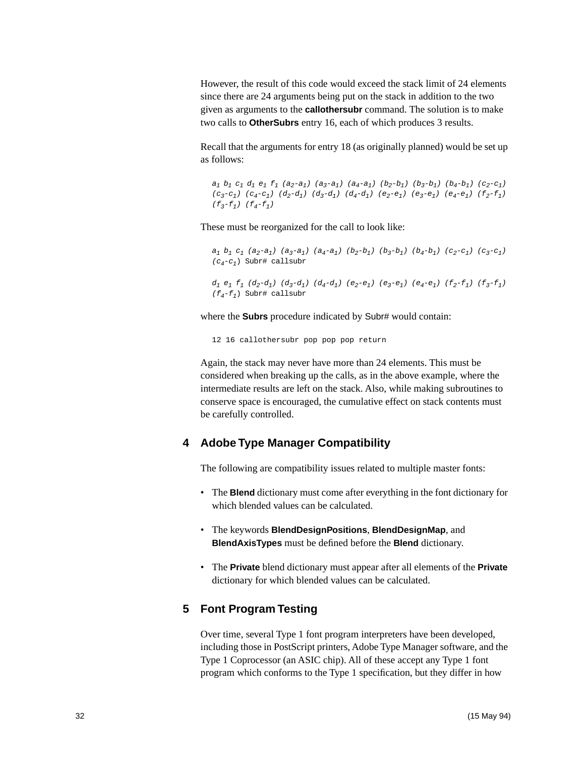However, the result of this code would exceed the stack limit of 24 elements since there are 24 arguments being put on the stack in addition to the two given as arguments to the **callothersubr** command. The solution is to make two calls to **OtherSubrs** entry 16, each of which produces 3 results.

Recall that the arguments for entry 18 (as originally planned) would be set up as follows:

$a_1$ $b_1$ $c_1$ $d_1$ $e_1$ $f_1$ $(a_2\text{-}a_1)$ $(a_3\text{-}a_1)$ $(a_4\text{-}a_1)$ $(b_2\text{-}b_1)$ $(b_3\text{-}b_1)$ $(b_4\text{-}b_1)$ $(c_2\text{-}c_1)$ $(c_3\text{-}c_1)$ $(c_4\text{-}c_1)$ $(d_2\text{-}d_1)$ $(d_3\text{-}d_1)$ $(d_4\text{-}d_1)$ $(e_2\text{-}e_1)$ $(e_3\text{-}e_1)$ $(e_4\text{-}e_1)$ $(f_2\text{-}f_1)$ $(f_3\text{-}f_1)$ $(f_4\text{-}f_1)$

These must be reorganized for the call to look like:

$a_1$ $b_1$ $c_1$ $(a_2\text{-}a_1)$ $(a_3\text{-}a_1)$ $(a_4\text{-}a_1)$ $(b_2\text{-}b_1)$ $(b_3\text{-}b_1)$ $(b_4\text{-}b_1)$ $(c_2\text{-}c_1)$ $(c_3\text{-}c_1)$ $(c_4\text{-}c_1)$ `Subr# callsubr`

$d_1$ $e_1$ $f_1$ $(d_2\text{-}d_1)$ $(d_3\text{-}d_1)$ $(d_4\text{-}d_1)$ $(e_2\text{-}e_1)$ $(e_3\text{-}e_1)$ $(e_4\text{-}e_1)$ $(f_2\text{-}f_1)$ $(f_3\text{-}f_1)$ $(f_4\text{-}f_1)$ `Subr# callsubr`

where the **Subrs** procedure indicated by Subr# would contain:

```
12 16 callothersubr pop pop pop return
```

Again, the stack may never have more than 24 elements. This must be considered when breaking up the calls, as in the above example, where the intermediate results are left on the stack. Also, while making subroutines to conserve space is encouraged, the cumulative effect on stack contents must be carefully controlled.

## 4 Adobe Type Manager Compatibility

The following are compatibility issues related to multiple master fonts:

- The **Blend** dictionary must come after everything in the font dictionary for which blended values can be calculated.
- The keywords **BlendDesignPositions**, **BlendDesignMap**, and **BlendAxisTypes** must be defined before the **Blend** dictionary.
- The **Private** blend dictionary must appear after all elements of the **Private** dictionary for which blended values can be calculated.

## 5 Font Program Testing

Over time, several Type 1 font program interpreters have been developed, including those in PostScript printers, Adobe Type Manager software, and the Type 1 Coprocessor (an ASIC chip). All of these accept any Type 1 font program which conforms to the Type 1 specification, but they differ in how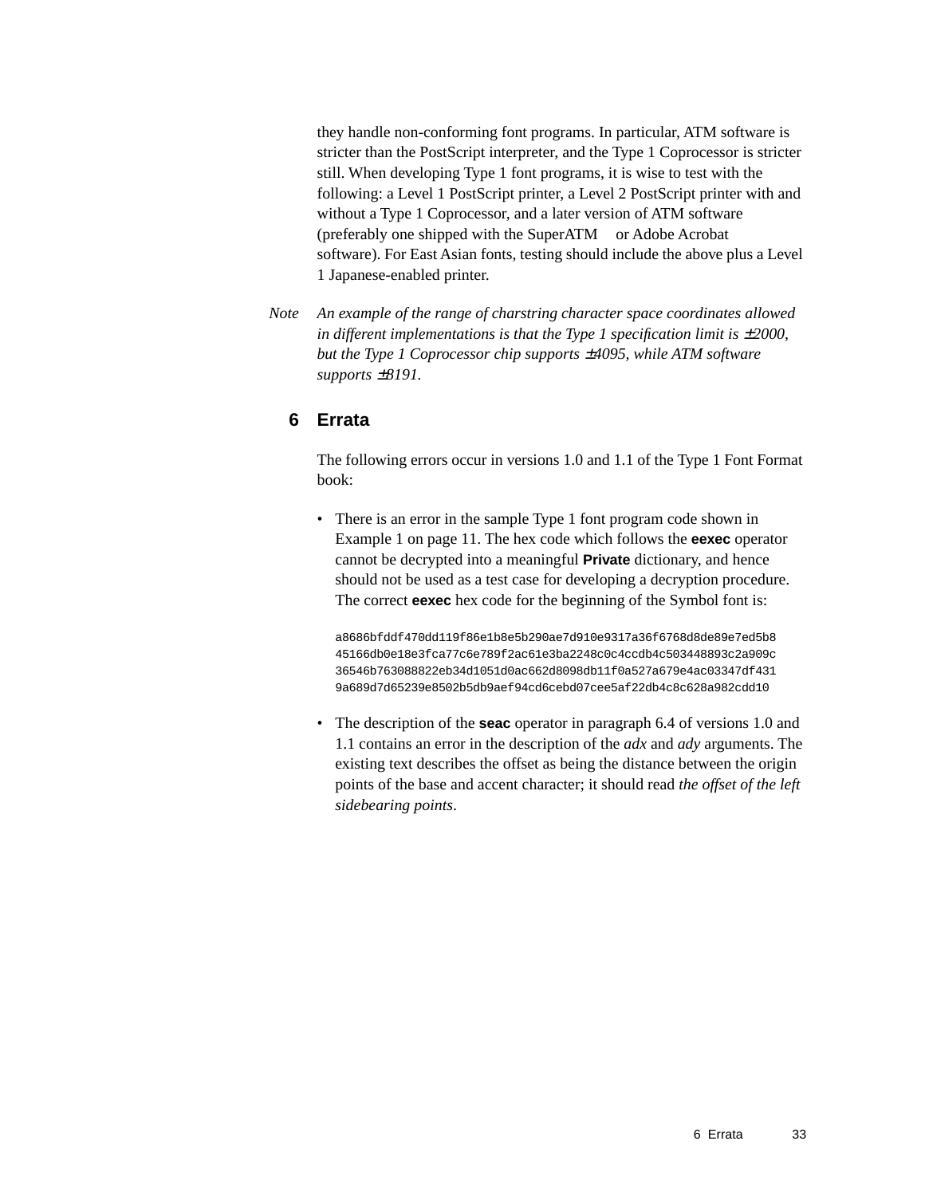they handle non-conforming font programs. In particular, ATM software is stricter than the PostScript interpreter, and the Type 1 Coprocessor is stricter still. When developing Type 1 font programs, it is wise to test with the following: a Level 1 PostScript printer, a Level 2 PostScript printer with and without a Type 1 Coprocessor, and a later version of ATM software (preferably one shipped with the SuperATM or Adobe Acrobat software). For East Asian fonts, testing should include the above plus a Level 1 Japanese-enabled printer.

*Note* *An example of the range of charstring character space coordinates allowed in different implementations is that the Type 1 specification limit is ±2000, but the Type 1 Coprocessor chip supports ±4095, while ATM software supports ±8191.*

## 6 Errata

The following errors occur in versions 1.0 and 1.1 of the Type 1 Font Format book:

- There is an error in the sample Type 1 font program code shown in Example 1 on page 11. The hex code which follows the **eexec** operator cannot be decrypted into a meaningful **Private** dictionary, and hence should not be used as a test case for developing a decryption procedure. The correct **eexec** hex code for the beginning of the Symbol font is:

```
a8686bfddf470dd119f86e1b8e5b290ae7d910e9317a36f6768d8de89e7ed5b8
45166db0e18e3fca77c6e789f2ac61e3ba2248c0c4ccdb4c503448893c2a909c
36546b763088822eb34d1051d0ac662d8098db11f0a527a679e4ac03347df431
9a689d7d65239e8502b5db9aef94cd6cebd07cee5af22db4c8c628a982cdd10
```

- The description of the **seac** operator in paragraph 6.4 of versions 1.0 and 1.1 contains an error in the description of the *adx* and *ady* arguments. The existing text describes the offset as being the distance between the origin points of the base and accent character; it should read *the offset of the left sidebearing points*.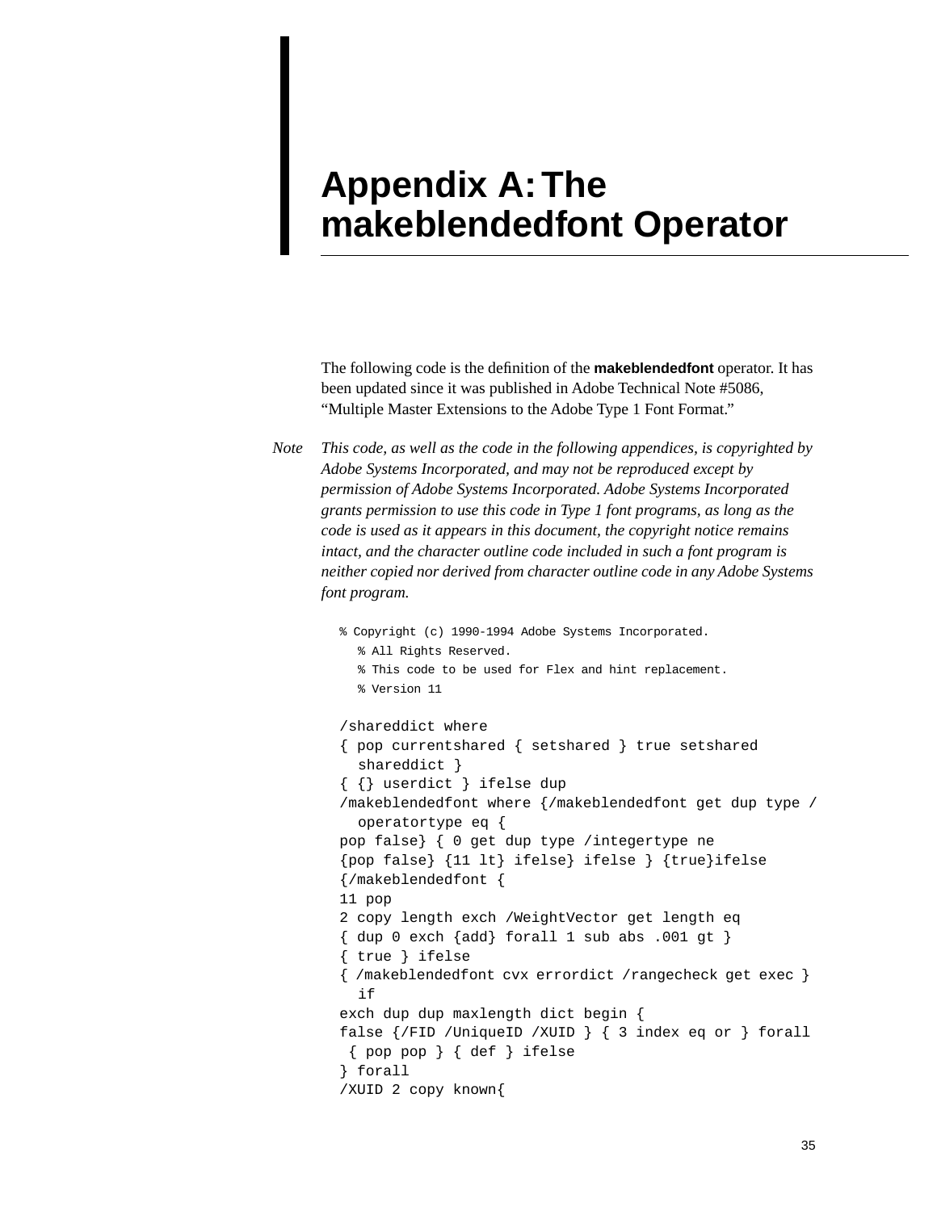# Appendix A: The makeblendedfont Operator

The following code is the definition of the **makeblendedfont** operator. It has been updated since it was published in Adobe Technical Note #5086, "Multiple Master Extensions to the Adobe Type 1 Font Format."

*Note* *This code, as well as the code in the following appendices, is copyrighted by Adobe Systems Incorporated, and may not be reproduced except by permission of Adobe Systems Incorporated. Adobe Systems Incorporated grants permission to use this code in Type 1 font programs, as long as the code is used as it appears in this document, the copyright notice remains intact, and the character outline code included in such a font program is neither copied nor derived from character outline code in any Adobe Systems font program.*

```
% Copyright (c) 1990-1994 Adobe Systems Incorporated.
  % All Rights Reserved.
  % This code to be used for Flex and hint replacement.
  % Version 11

/shareddict where
{ pop currentshared { setshared } true setshared
  shareddict }
{ {} userdict } ifelse dup
/makeblendedfont where {/makeblendedfont get dup type /
  operatortype eq {
pop false} { 0 get dup type /integertype ne
{pop false} {11 lt} ifelse} ifelse } {true}ifelse
{/makeblendedfont {
11 pop
2 copy length exch /WeightVector get length eq
{ dup 0 exch {add} forall 1 sub abs .001 gt }
{ true } ifelse
{ /makeblendedfont cvx errordict /rangecheck get exec }
  if
exch dup dup maxlength dict begin {
false {/FID /UniqueID /XUID } { 3 index eq or } forall
 { pop pop } { def } ifelse
} forall
/XUID 2 copy known{
```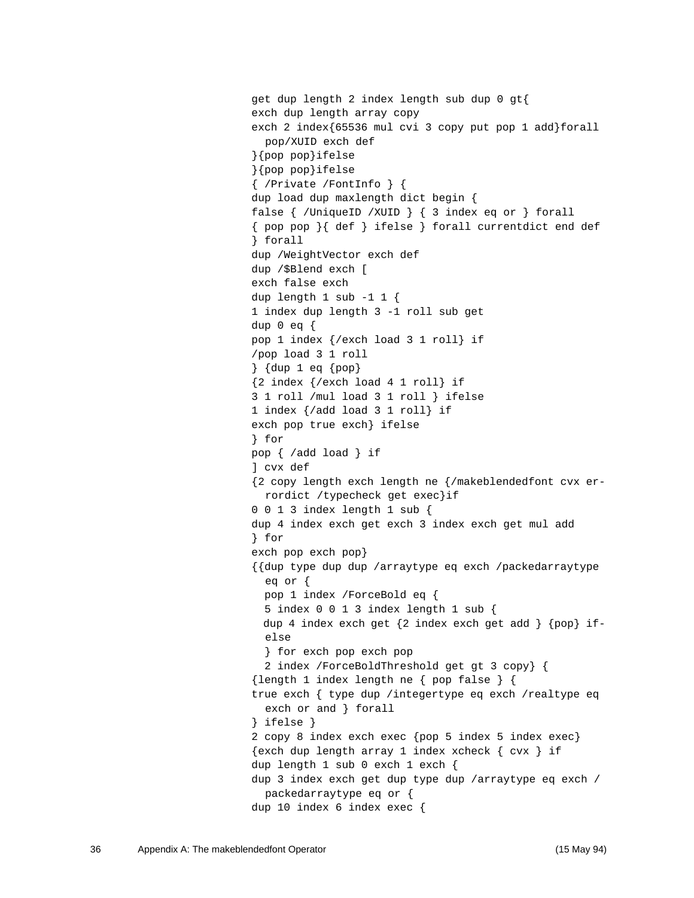```
get dup length 2 index length sub dup 0 gt{
exch dup length array copy
exch 2 index{65536 mul cvi 3 copy put pop 1 add}forall
  pop/XUID exch def
}{pop pop}ifelse
}{pop pop}ifelse
{ /Private /FontInfo } {
dup load dup maxlength dict begin {
false { /UniqueID /XUID } { 3 index eq or } forall
{ pop pop }{ def } ifelse } forall currentdict end def
} forall
dup /WeightVector exch def
dup /$Blend exch [
exch false exch
dup length 1 sub -1 1 {
1 index dup length 3 -1 roll sub get
dup 0 eq {
pop 1 index {/exch load 3 1 roll} if
/pop load 3 1 roll
} {dup 1 eq {pop}
{2 index {/exch load 4 1 roll} if
3 1 roll /mul load 3 1 roll } ifelse
1 index {/add load 3 1 roll} if
exch pop true exch} ifelse
} for
pop { /add load } if
] cvx def
{2 copy length exch length ne {/makeblendedfont cvx er-
  rordict /typecheck get exec}if
0 0 1 3 index length 1 sub {
dup 4 index exch get exch 3 index exch get mul add
} for
exch pop exch pop}
{{dup type dup dup /arraytype eq exch /packedarraytype
  eq or {
  pop 1 index /ForceBold eq {
  5 index 0 0 1 3 index length 1 sub {
  dup 4 index exch get {2 index exch get add } {pop} if-
  else
  } for exch pop exch pop
  2 index /ForceBoldThreshold get gt 3 copy} {
{length 1 index length ne { pop false } {
true exch { type dup /integertype eq exch /realtype eq
  exch or and } forall
} ifelse }
2 copy 8 index exch exec {pop 5 index 5 index exec}
{exch dup length array 1 index xcheck { cvx } if
dup length 1 sub 0 exch 1 exch {
dup 3 index exch get dup type dup /arraytype eq exch /
  packedarraytype eq or {
dup 10 index 6 index exec {
```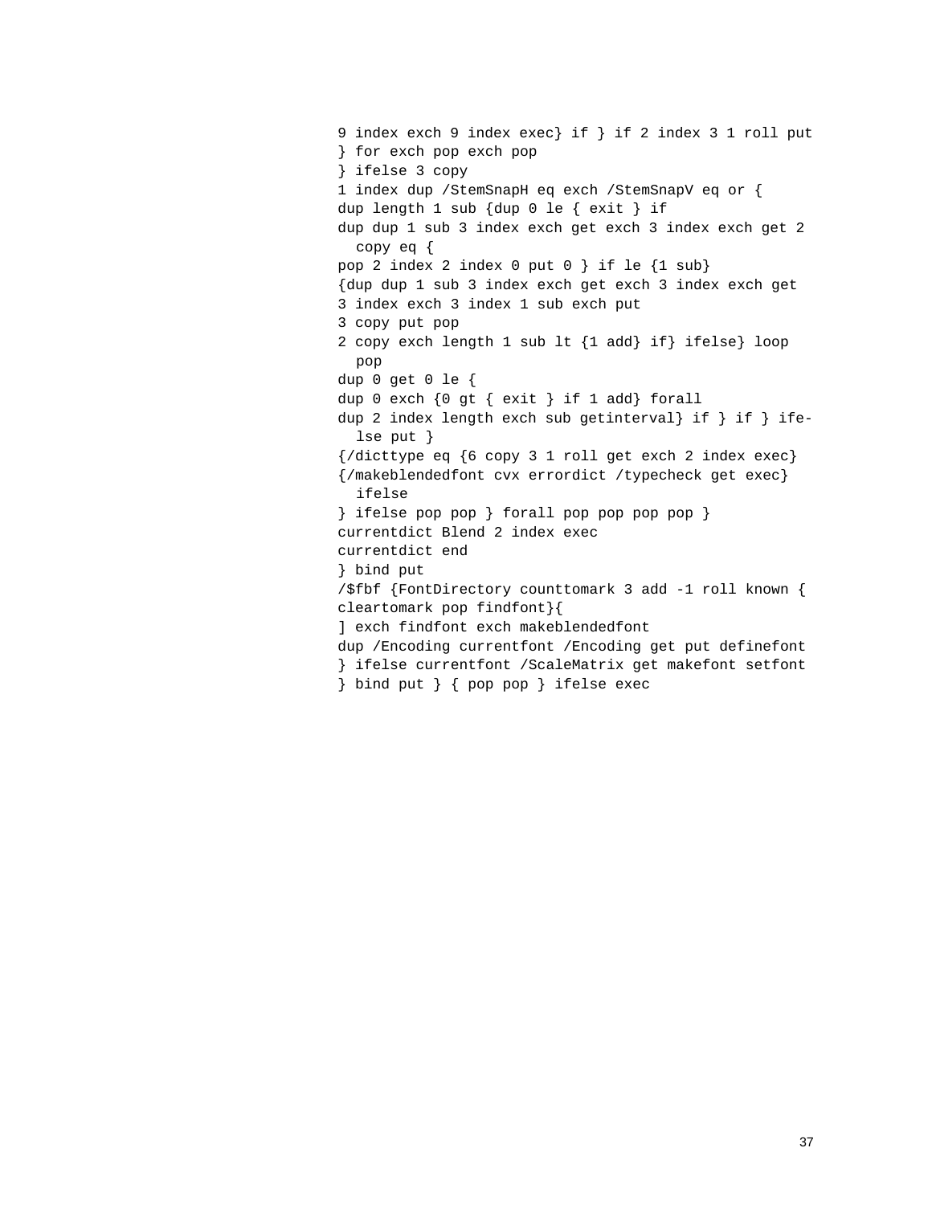```
9 index exch 9 index exec} if } if 2 index 3 1 roll put
} for exch pop exch pop
} ifelse 3 copy
1 index dup /StemSnapH eq exch /StemSnapV eq or {
dup length 1 sub {dup 0 le { exit } if
dup dup 1 sub 3 index exch get exch 3 index exch get 2
  copy eq {
pop 2 index 2 index 0 put 0 } if le {1 sub}
{dup dup 1 sub 3 index exch get exch 3 index exch get
3 index exch 3 index 1 sub exch put
3 copy put pop
2 copy exch length 1 sub lt {1 add} if} ifelse} loop
  pop
dup 0 get 0 le {
dup 0 exch {0 gt { exit } if 1 add} forall
dup 2 index length exch sub getinterval} if } if } ife-
  lse put }
{/dicttype eq {6 copy 3 1 roll get exch 2 index exec}
{/makeblendedfont cvx errordict /typecheck get exec}
  ifelse
} ifelse pop pop } forall pop pop pop pop }
currentdict Blend 2 index exec
currentdict end
} bind put
/$fbf {FontDirectory counttomark 3 add -1 roll known {
cleartomark pop findfont}{
] exch findfont exch makeblendedfont
dup /Encoding currentfont /Encoding get put definefont
} ifelse currentfont /ScaleMatrix get makefont setfont
} bind put } { pop pop } ifelse exec
```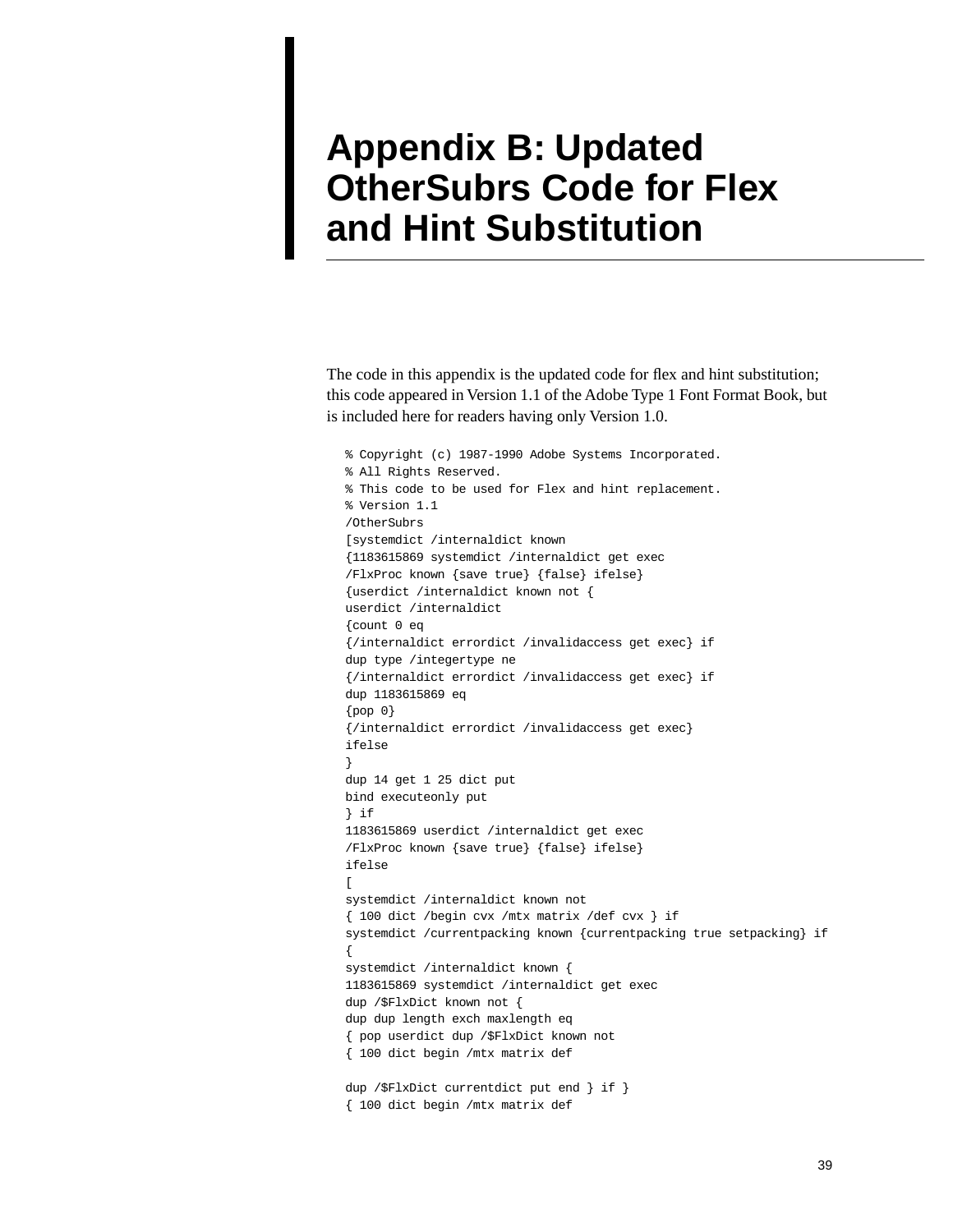# Appendix B: Updated OtherSubrs Code for Flex and Hint Substitution

The code in this appendix is the updated code for flex and hint substitution; this code appeared in Version 1.1 of the Adobe Type 1 Font Format Book, but is included here for readers having only Version 1.0.

```
% Copyright (c) 1987-1990 Adobe Systems Incorporated.
% All Rights Reserved.
% This code to be used for Flex and hint replacement.
% Version 1.1
/OtherSubrs
[systemdict /internaldict known
{1183615869 systemdict /internaldict get exec
/FlxProc known {save true} {false} ifelse}
{userdict /internaldict known not {
userdict /internaldict
{count 0 eq
{/internaldict errordict /invalidaccess get exec} if
dup type /integertype ne
{/internaldict errordict /invalidaccess get exec} if
dup 1183615869 eq
{pop 0}
{/internaldict errordict /invalidaccess get exec}
ifelse
}
dup 14 get 1 25 dict put
bind executeonly put
} if
1183615869 userdict /internaldict get exec
/FlxProc known {save true} {false} ifelse}
ifelse
[
systemdict /internaldict known not
{ 100 dict /begin cvx /mtx matrix /def cvx } if
systemdict /currentpacking known {currentpacking true setpacking} if
{
systemdict /internaldict known {
1183615869 systemdict /internaldict get exec
dup /$FlxDict known not {
dup dup length exch maxlength eq
{ pop userdict dup /$FlxDict known not
{ 100 dict begin /mtx matrix def

dup /$FlxDict currentdict put end } if }
{ 100 dict begin /mtx matrix def
```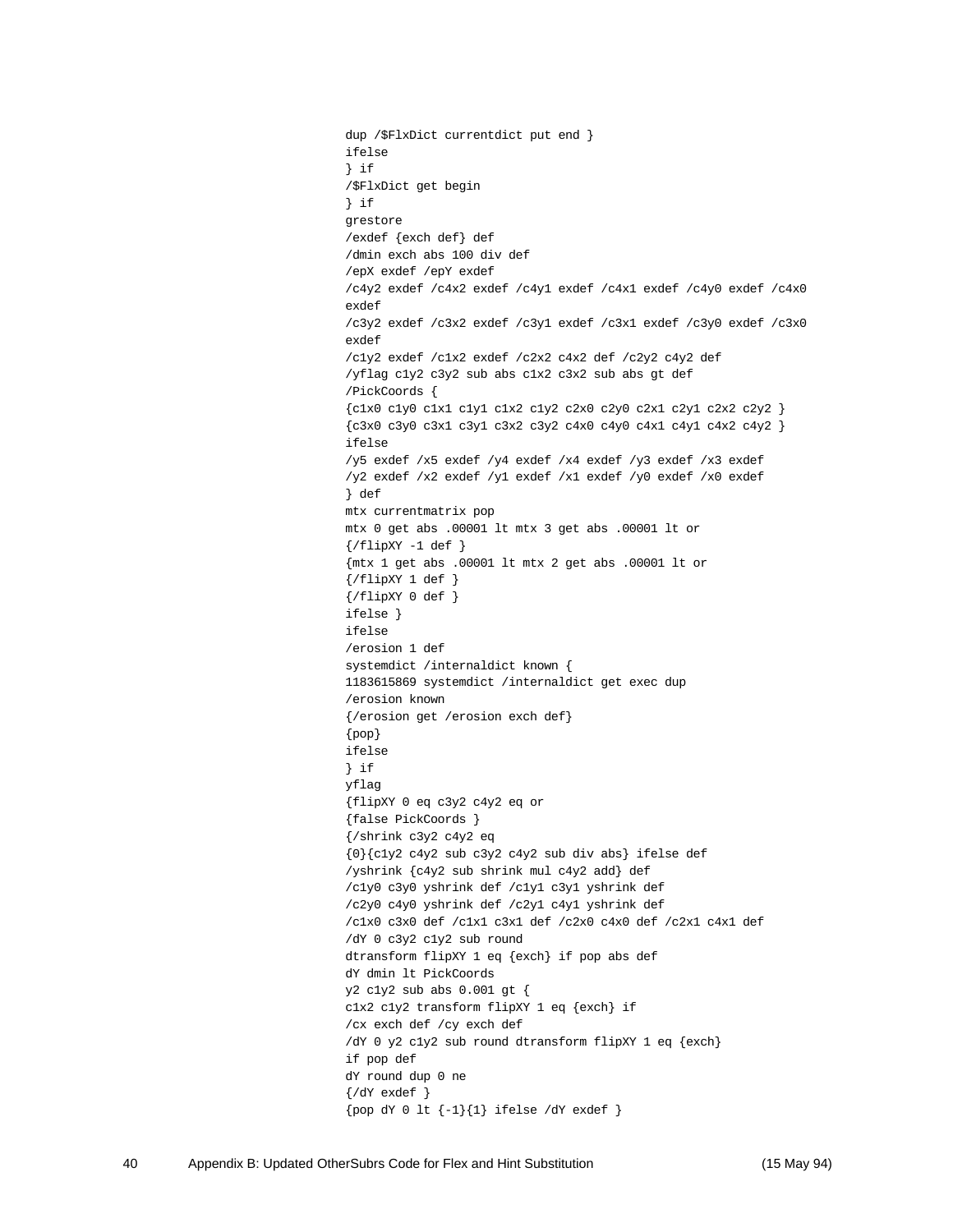```
dup /$FlxDict currentdict put end }
ifelse
} if
/$FlxDict get begin
} if
grestore
/exdef {exch def} def
/dmin exch abs 100 div def
/epX exdef /epY exdef
/c4y2 exdef /c4x2 exdef /c4y1 exdef /c4x1 exdef /c4y0 exdef /c4x0
exdef
/c3y2 exdef /c3x2 exdef /c3y1 exdef /c3x1 exdef /c3y0 exdef /c3x0
exdef
/c1y2 exdef /c1x2 exdef /c2x2 c4x2 def /c2y2 c4y2 def
/yflag c1y2 c3y2 sub abs c1x2 c3x2 sub abs gt def
/PickCoords {
{c1x0 c1y0 c1x1 c1y1 c1x2 c1y2 c2x0 c2y0 c2x1 c2y1 c2x2 c2y2 }
{c3x0 c3y0 c3x1 c3y1 c3x2 c3y2 c4x0 c4y0 c4x1 c4y1 c4x2 c4y2 }
ifelse
/y5 exdef /x5 exdef /y4 exdef /x4 exdef /y3 exdef /x3 exdef
/y2 exdef /x2 exdef /y1 exdef /x1 exdef /y0 exdef /x0 exdef
} def
mtx currentmatrix pop
mtx 0 get abs .00001 lt mtx 3 get abs .00001 lt or
{/flipXY -1 def }
{mtx 1 get abs .00001 lt mtx 2 get abs .00001 lt or
{/flipXY 1 def }
{/flipXY 0 def }
ifelse }
ifelse
/erosion 1 def
systemdict /internaldict known {
1183615869 systemdict /internaldict get exec dup
/erosion known
{/erosion get /erosion exch def}
{pop}
ifelse
} if
yflag
{flipXY 0 eq c3y2 c4y2 eq or
{false PickCoords }
{/shrink c3y2 c4y2 eq
{0}{c1y2 c4y2 sub c3y2 c4y2 sub div abs} ifelse def
/yshrink {c4y2 sub shrink mul c4y2 add} def
/c1y0 c3y0 yshrink def /c1y1 c3y1 yshrink def
/c2y0 c4y0 yshrink def /c2y1 c4y1 yshrink def
/c1x0 c3x0 def /c1x1 c3x1 def /c2x0 c4x0 def /c2x1 c4x1 def
/dY 0 c3y2 c1y2 sub round
dtransform flipXY 1 eq {exch} if pop abs def
dY dmin lt PickCoords
y2 c1y2 sub abs 0.001 gt {
c1x2 c1y2 transform flipXY 1 eq {exch} if
/cx exch def /cy exch def
/dY 0 y2 c1y2 sub round dtransform flipXY 1 eq {exch}
if pop def
dY round dup 0 ne
{/dY exdef }
{pop dY 0 lt {-1}{1} ifelse /dY exdef }
```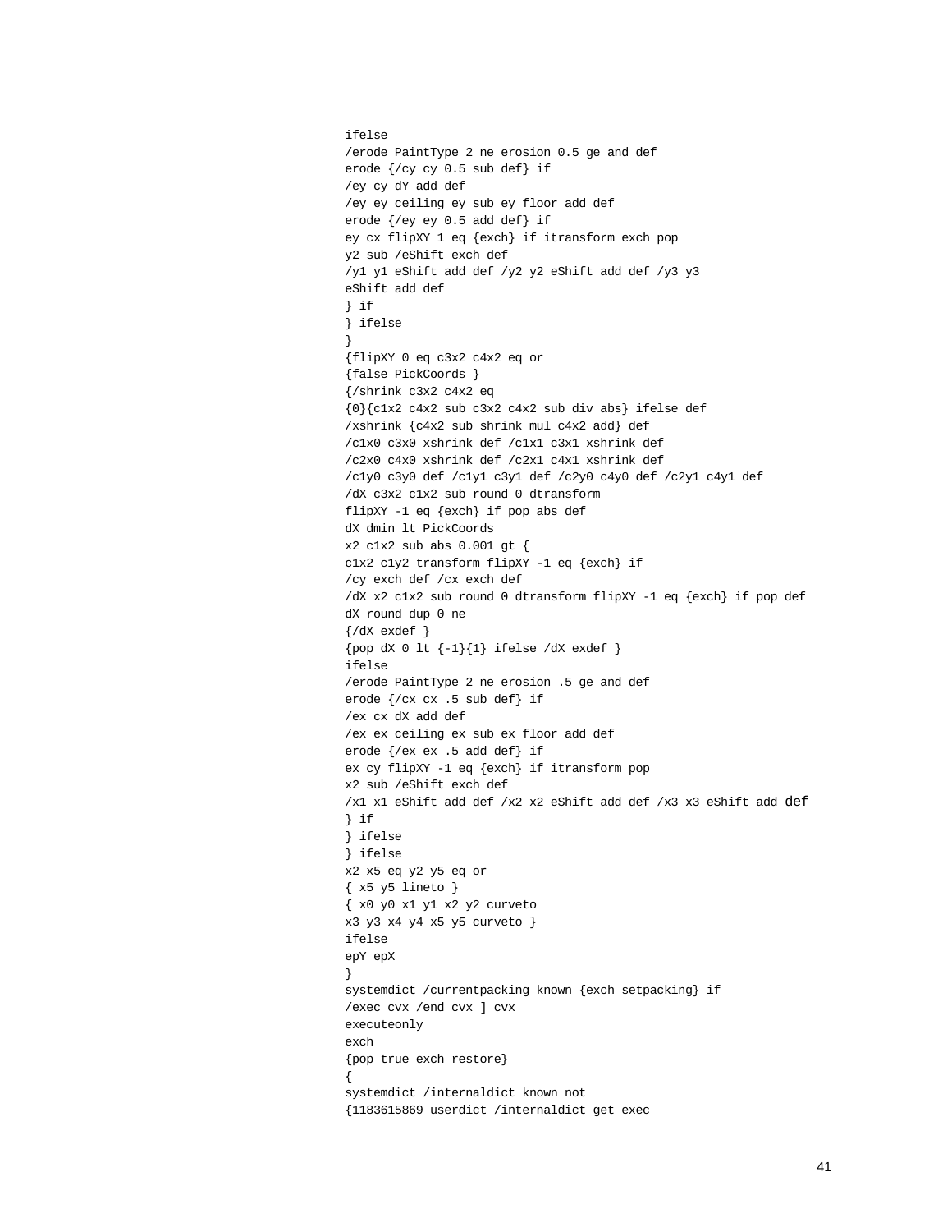```
ifelse
/erode PaintType 2 ne erosion 0.5 ge and def
erode {/cy cy 0.5 sub def} if
/ey cy dY add def
/ey ey ceiling ey sub ey floor add def
erode {/ey ey 0.5 add def} if
ey cx flipXY 1 eq {exch} if itransform exch pop
y2 sub /eShift exch def
/y1 y1 eShift add def /y2 y2 eShift add def /y3 y3
eShift add def
} if
} ifelse
}
{flipXY 0 eq c3x2 c4x2 eq or
{false PickCoords }
{/shrink c3x2 c4x2 eq
{0}{c1x2 c4x2 sub c3x2 c4x2 sub div abs} ifelse def
/xshrink {c4x2 sub shrink mul c4x2 add} def
/c1x0 c3x0 xshrink def /c1x1 c3x1 xshrink def
/c2x0 c4x0 xshrink def /c2x1 c4x1 xshrink def
/c1y0 c3y0 def /c1y1 c3y1 def /c2y0 c4y0 def /c2y1 c4y1 def
/dX c3x2 c1x2 sub round 0 dtransform
flipXY -1 eq {exch} if pop abs def
dX dmin lt PickCoords
x2 c1x2 sub abs 0.001 gt {
c1x2 c1y2 transform flipXY -1 eq {exch} if
/cy exch def /cx exch def
/dX x2 c1x2 sub round 0 dtransform flipXY -1 eq {exch} if pop def
dX round dup 0 ne
{/dX exdef }
{pop dX 0 lt {-1}{1} ifelse /dX exdef }
ifelse
/erode PaintType 2 ne erosion .5 ge and def
erode {/cx cx .5 sub def} if
/ex cx dX add def
/ex ex ceiling ex sub ex floor add def
erode {/ex ex .5 add def} if
ex cy flipXY -1 eq {exch} if itransform pop
x2 sub /eShift exch def
/x1 x1 eShift add def /x2 x2 eShift add def /x3 x3 eShift add def
} if
} ifelse
} ifelse
x2 x5 eq y2 y5 eq or
{ x5 y5 lineto }
{ x0 y0 x1 y1 x2 y2 curveto
x3 y3 x4 y4 x5 y5 curveto }
ifelse
epY epX
}
systemdict /currentpacking known {exch setpacking} if
/exec cvx /end cvx ] cvx
executeonly
exch
{pop true exch restore}
{
systemdict /internaldict known not
{1183615869 userdict /internaldict get exec
```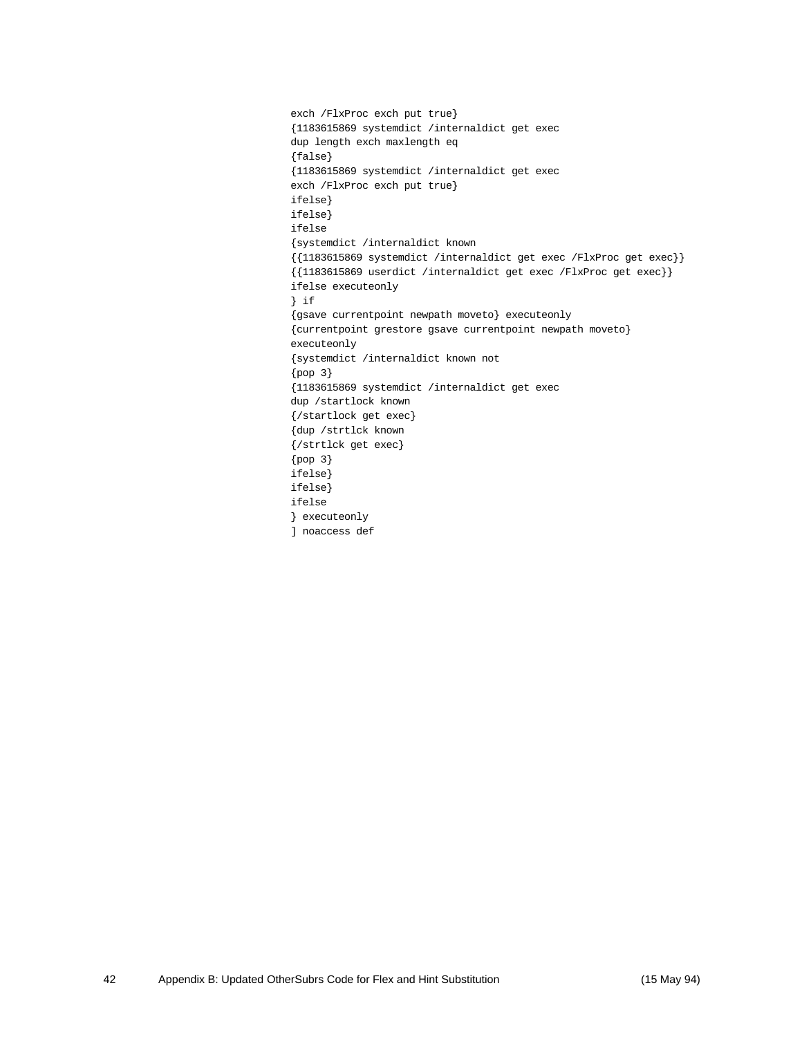```
exch /FlxProc exch put true}
{1183615869 systemdict /internaldict get exec
dup length exch maxlength eq
{false}
{1183615869 systemdict /internaldict get exec
exch /FlxProc exch put true}
ifelse}
ifelse}
ifelse
{systemdict /internaldict known
{{1183615869 systemdict /internaldict get exec /FlxProc get exec}}
{{1183615869 userdict /internaldict get exec /FlxProc get exec}}
ifelse executeonly
} if
{gsave currentpoint newpath moveto} executeonly
{currentpoint grestore gsave currentpoint newpath moveto}
executeonly
{systemdict /internaldict known not
{pop 3}
{1183615869 systemdict /internaldict get exec
dup /startlock known
{/startlock get exec}
{dup /strtlck known
{/strtlck get exec}
{pop 3}
ifelse}
ifelse}
ifelse
} executeonly
] noaccess def
```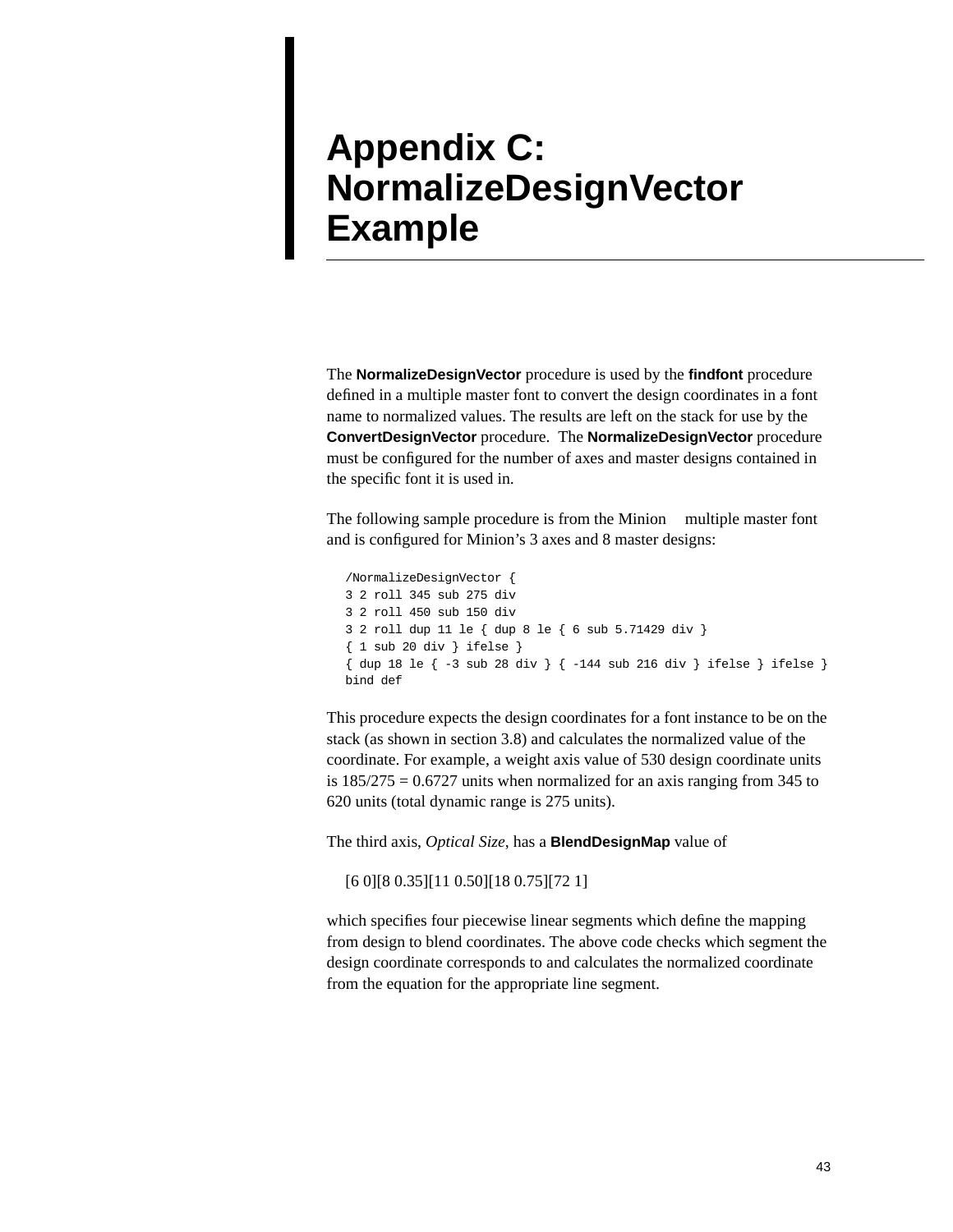# Appendix C: NormalizeDesignVector Example

The **NormalizeDesignVector** procedure is used by the **findfont** procedure defined in a multiple master font to convert the design coordinates in a font name to normalized values. The results are left on the stack for use by the **ConvertDesignVector** procedure. The **NormalizeDesignVector** procedure must be configured for the number of axes and master designs contained in the specific font it is used in.

The following sample procedure is from the Minion multiple master font and is configured for Minion's 3 axes and 8 master designs:

```
/NormalizeDesignVector {
3 2 roll 345 sub 275 div
3 2 roll 450 sub 150 div
3 2 roll dup 11 le { dup 8 le { 6 sub 5.71429 div }
{ 1 sub 20 div } ifelse }
{ dup 18 le { -3 sub 28 div } { -144 sub 216 div } ifelse } ifelse }
bind def
```

This procedure expects the design coordinates for a font instance to be on the stack (as shown in section 3.8) and calculates the normalized value of the coordinate. For example, a weight axis value of 530 design coordinate units is 185/275 = 0.6727 units when normalized for an axis ranging from 345 to 620 units (total dynamic range is 275 units).

The third axis, *Optical Size*, has a **BlendDesignMap** value of

[6 0][8 0.35][11 0.50][18 0.75][72 1]

which specifies four piecewise linear segments which define the mapping from design to blend coordinates. The above code checks which segment the design coordinate corresponds to and calculates the normalized coordinate from the equation for the appropriate line segment.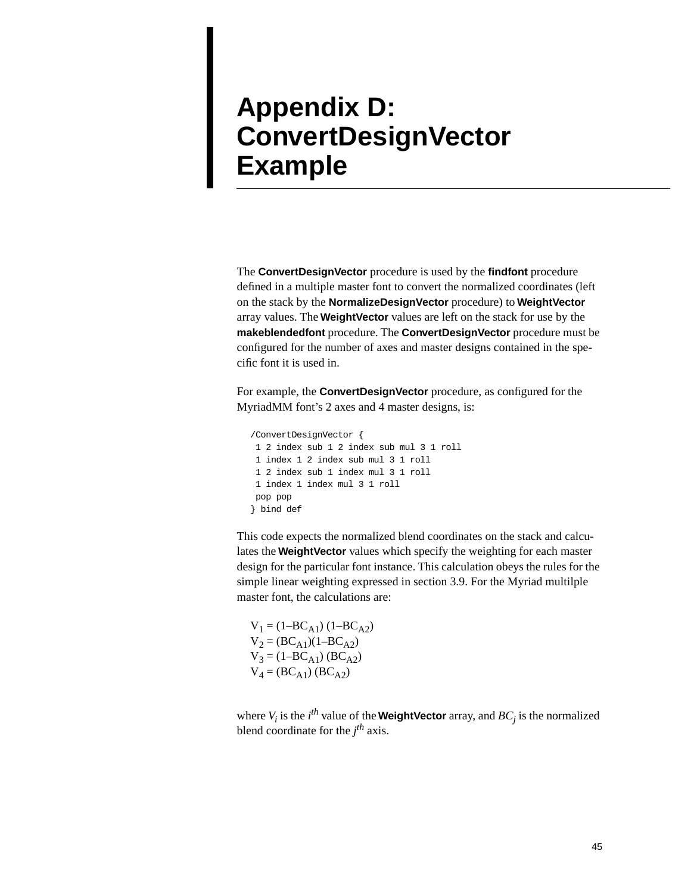# Appendix D: ConvertDesignVector Example

The **ConvertDesignVector** procedure is used by the **findfont** procedure defined in a multiple master font to convert the normalized coordinates (left on the stack by the **NormalizeDesignVector** procedure) to **WeightVector** array values. The **WeightVector** values are left on the stack for use by the **makeblendedfont** procedure. The **ConvertDesignVector** procedure must be configured for the number of axes and master designs contained in the specific font it is used in.

For example, the **ConvertDesignVector** procedure, as configured for the MyriadMM font's 2 axes and 4 master designs, is:

```
/ConvertDesignVector {
 1 2 index sub 1 2 index sub mul 3 1 roll
 1 index 1 2 index sub mul 3 1 roll
 1 2 index sub 1 index mul 3 1 roll
 1 index 1 index mul 3 1 roll
 pop pop
} bind def
```

This code expects the normalized blend coordinates on the stack and calculates the **WeightVector** values which specify the weighting for each master design for the particular font instance. This calculation obeys the rules for the simple linear weighting expressed in section 3.9. For the Myriad multilple master font, the calculations are:

$$V_1 = (1–BC_{A1})\,(1–BC_{A2})$$
$$V_2 = (BC_{A1})(1–BC_{A2})$$
$$V_3 = (1–BC_{A1})\,(BC_{A2})$$
$$V_4 = (BC_{A1})\,(BC_{A2})$$

where $V_i$ is the $i^{th}$ value of the **WeightVector** array, and $BC_j$ is the normalized blend coordinate for the $j^{th}$ axis.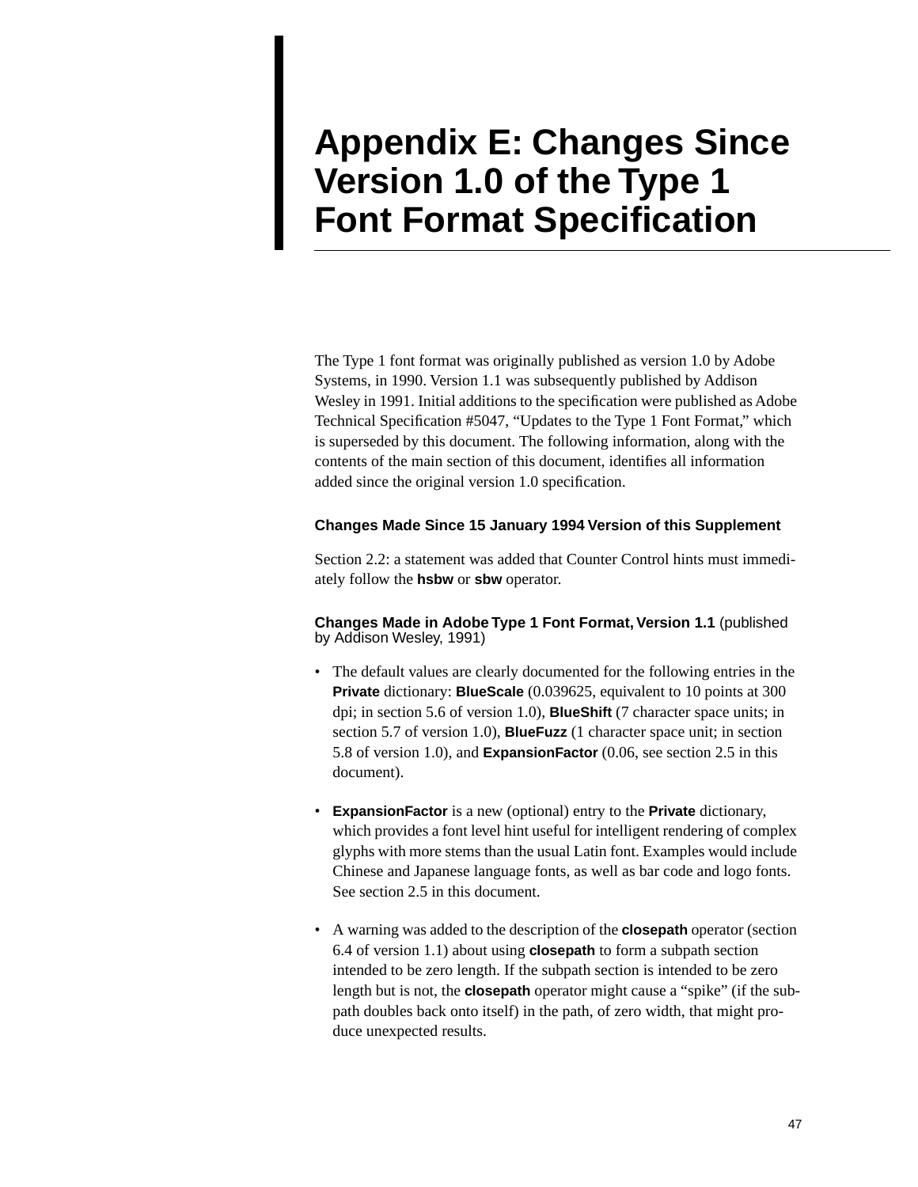# Appendix E: Changes Since Version 1.0 of the Type 1 Font Format Specification

The Type 1 font format was originally published as version 1.0 by Adobe Systems, in 1990. Version 1.1 was subsequently published by Addison Wesley in 1991. Initial additions to the specification were published as Adobe Technical Specification #5047, “Updates to the Type 1 Font Format,” which is superseded by this document. The following information, along with the contents of the main section of this document, identifies all information added since the original version 1.0 specification.

#### Changes Made Since 15 January 1994 Version of this Supplement

Section 2.2: a statement was added that Counter Control hints must immediately follow the **hsbw** or **sbw** operator.

#### Changes Made in Adobe Type 1 Font Format, Version 1.1 (published by Addison Wesley, 1991)

- The default values are clearly documented for the following entries in the **Private** dictionary: **BlueScale** (0.039625, equivalent to 10 points at 300 dpi; in section 5.6 of version 1.0), **BlueShift** (7 character space units; in section 5.7 of version 1.0), **BlueFuzz** (1 character space unit; in section 5.8 of version 1.0), and **ExpansionFactor** (0.06, see section 2.5 in this document).

- **ExpansionFactor** is a new (optional) entry to the **Private** dictionary, which provides a font level hint useful for intelligent rendering of complex glyphs with more stems than the usual Latin font. Examples would include Chinese and Japanese language fonts, as well as bar code and logo fonts. See section 2.5 in this document.

- A warning was added to the description of the **closepath** operator (section 6.4 of version 1.1) about using **closepath** to form a subpath section intended to be zero length. If the subpath section is intended to be zero length but is not, the **closepath** operator might cause a “spike” (if the subpath doubles back onto itself) in the path, of zero width, that might produce unexpected results.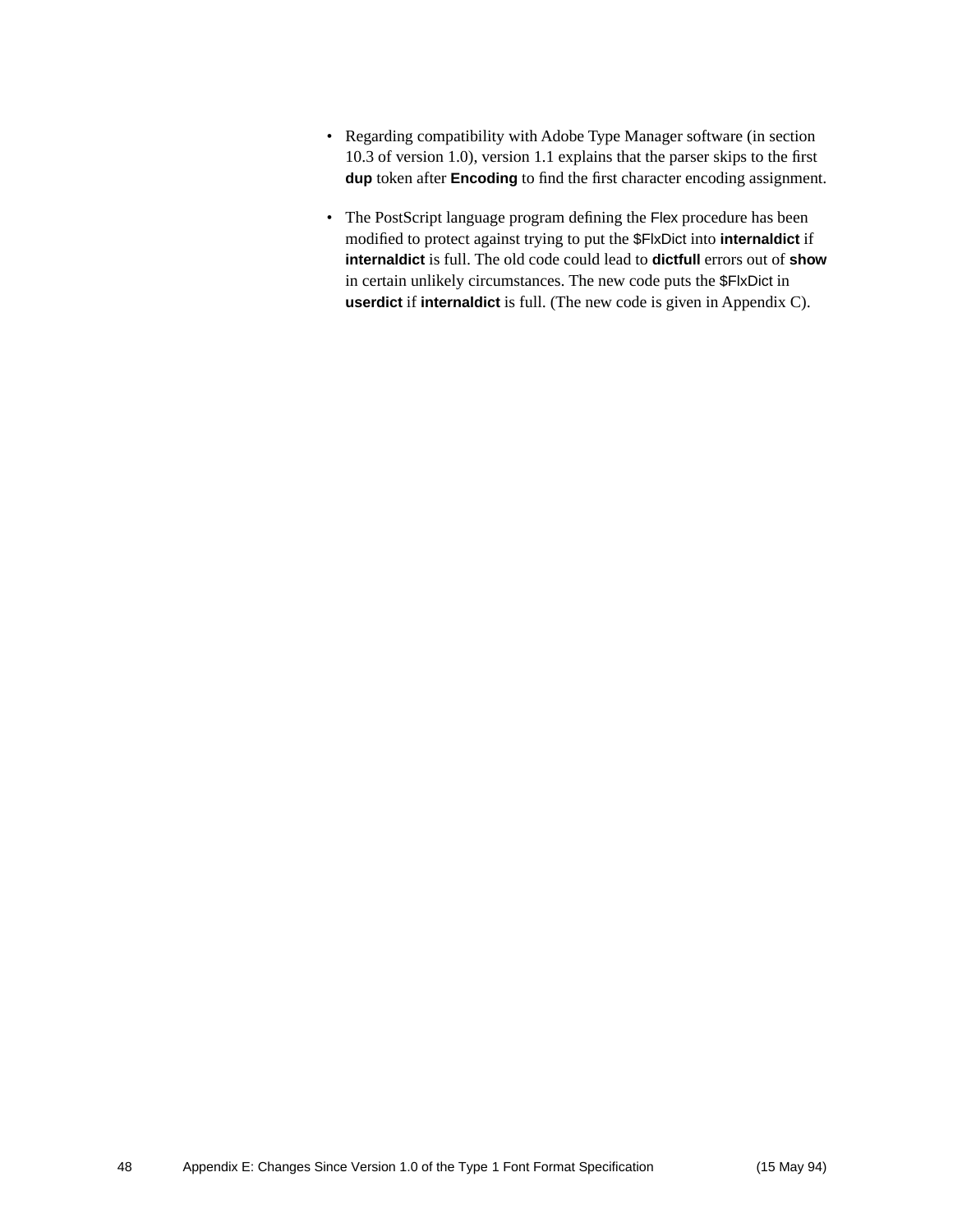- Regarding compatibility with Adobe Type Manager software (in section 10.3 of version 1.0), version 1.1 explains that the parser skips to the first **dup** token after **Encoding** to find the first character encoding assignment.

- The PostScript language program defining the Flex procedure has been modified to protect against trying to put the $FlxDict into **internaldict** if **internaldict** is full. The old code could lead to **dictfull** errors out of **show** in certain unlikely circumstances. The new code puts the $FlxDict in **userdict** if **internaldict** is full. (The new code is given in Appendix C).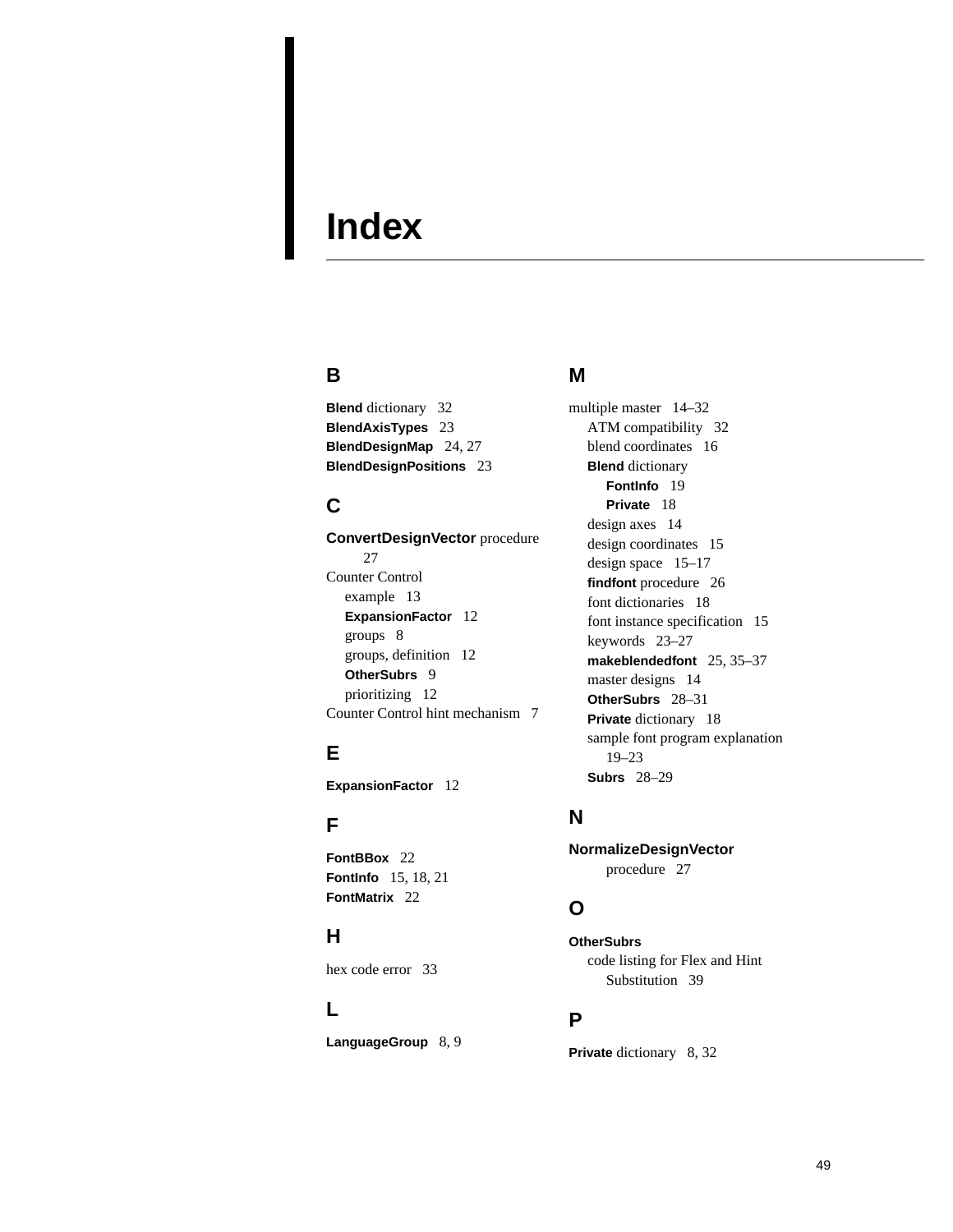# Index

## B

**Blend** dictionary 32
**BlendAxisTypes** 23
**BlendDesignMap** 24, 27
**BlendDesignPositions** 23

## C

**ConvertDesignVector** procedure 27
Counter Control
- example 13
- **ExpansionFactor** 12
- groups 8
- groups, definition 12
- **OtherSubrs** 9
- prioritizing 12

Counter Control hint mechanism 7

## E

**ExpansionFactor** 12

## F

**FontBBox** 22
**FontInfo** 15, 18, 21
**FontMatrix** 22

## H

hex code error 33

## L

**LanguageGroup** 8, 9

## M

multiple master 14–32
- ATM compatibility 32
- blend coordinates 16
- **Blend** dictionary
  - **FontInfo** 19
  - **Private** 18
- design axes 14
- design coordinates 15
- design space 15–17
- **findfont** procedure 26
- font dictionaries 18
- font instance specification 15
- keywords 23–27
- **makeblendedfont** 25, 35–37
- master designs 14
- **OtherSubrs** 28–31
- **Private** dictionary 18
- sample font program explanation 19–23
- **Subrs** 28–29

## N

**NormalizeDesignVector** procedure 27

## O

**OtherSubrs**
- code listing for Flex and Hint Substitution 39

## P

**Private** dictionary 8, 32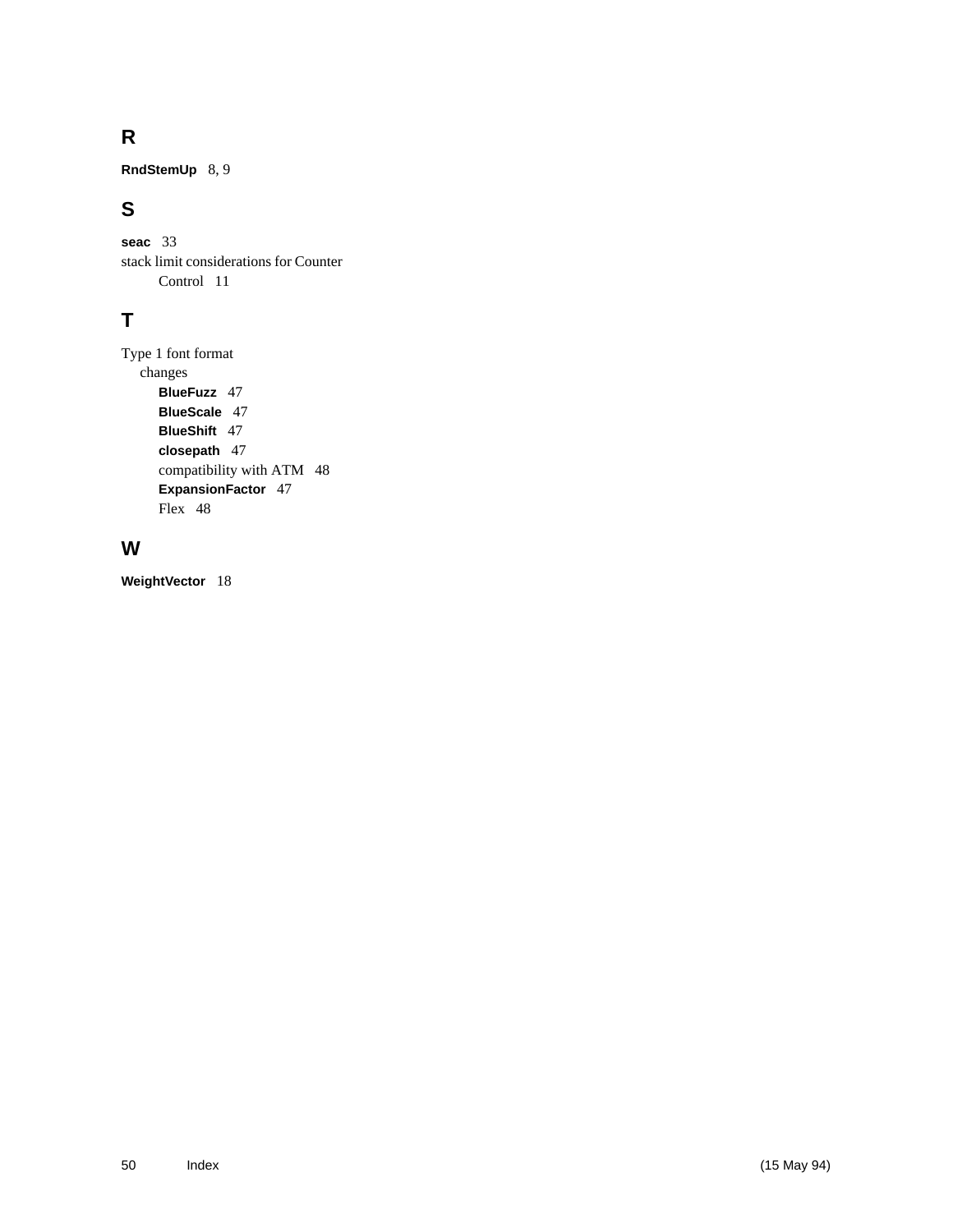## R

**RndStemUp** 8, 9

## S

**seac** 33
stack limit considerations for Counter
Control 11

## T

Type 1 font format
- changes
  - **BlueFuzz** 47
  - **BlueScale** 47
  - **BlueShift** 47
  - **closepath** 47
  - compatibility with ATM 48
  - **ExpansionFactor** 47
  - Flex 48

## W

**WeightVector** 18